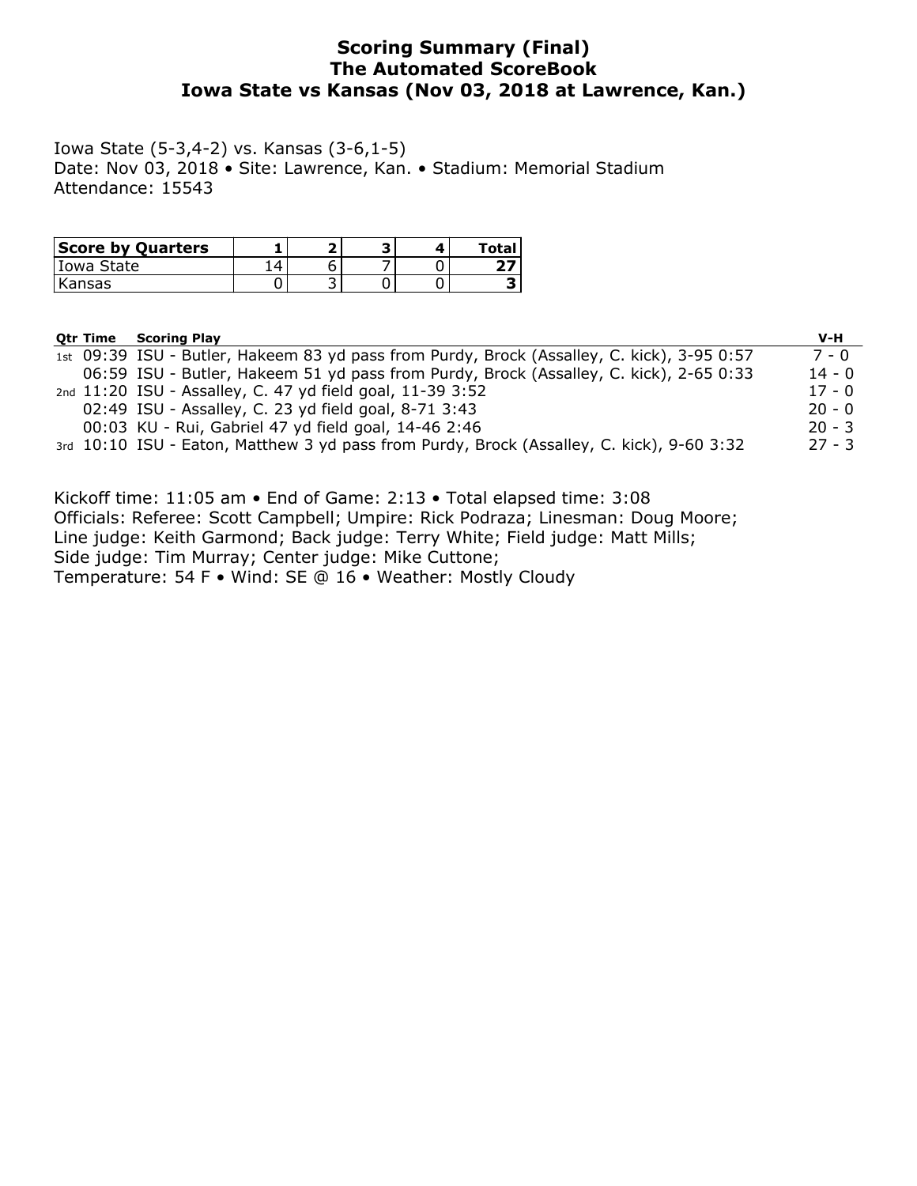# Scoring Summary (Final)
# The Automated ScoreBook
# Iowa State vs Kansas (Nov 03, 2018 at Lawrence, Kan.)

Iowa State (5-3,4-2) vs. Kansas (3-6,1-5)
Date: Nov 03, 2018 • Site: Lawrence, Kan. • Stadium: Memorial Stadium
Attendance: 15543

| Score by Quarters | 1 | 2 | 3 | 4 | Total |
|---|---|---|---|---|---|
| Iowa State | 14 | 6 | 7 | 0 | **27** |
| Kansas | 0 | 3 | 0 | 0 | **3** |

| Qtr | Time | Scoring Play | V-H |
|---|---|---|---|
| 1st | 09:39 | ISU - Butler, Hakeem 83 yd pass from Purdy, Brock (Assalley, C. kick), 3-95 0:57 | 7 - 0 |
| | 06:59 | ISU - Butler, Hakeem 51 yd pass from Purdy, Brock (Assalley, C. kick), 2-65 0:33 | 14 - 0 |
| 2nd | 11:20 | ISU - Assalley, C. 47 yd field goal, 11-39 3:52 | 17 - 0 |
| | 02:49 | ISU - Assalley, C. 23 yd field goal, 8-71 3:43 | 20 - 0 |
| | 00:03 | KU - Rui, Gabriel 47 yd field goal, 14-46 2:46 | 20 - 3 |
| 3rd | 10:10 | ISU - Eaton, Matthew 3 yd pass from Purdy, Brock (Assalley, C. kick), 9-60 3:32 | 27 - 3 |

Kickoff time: 11:05 am • End of Game: 2:13 • Total elapsed time: 3:08
Officials: Referee: Scott Campbell; Umpire: Rick Podraza; Linesman: Doug Moore;
Line judge: Keith Garmond; Back judge: Terry White; Field judge: Matt Mills;
Side judge: Tim Murray; Center judge: Mike Cuttone;
Temperature: 54 F • Wind: SE @ 16 • Weather: Mostly Cloudy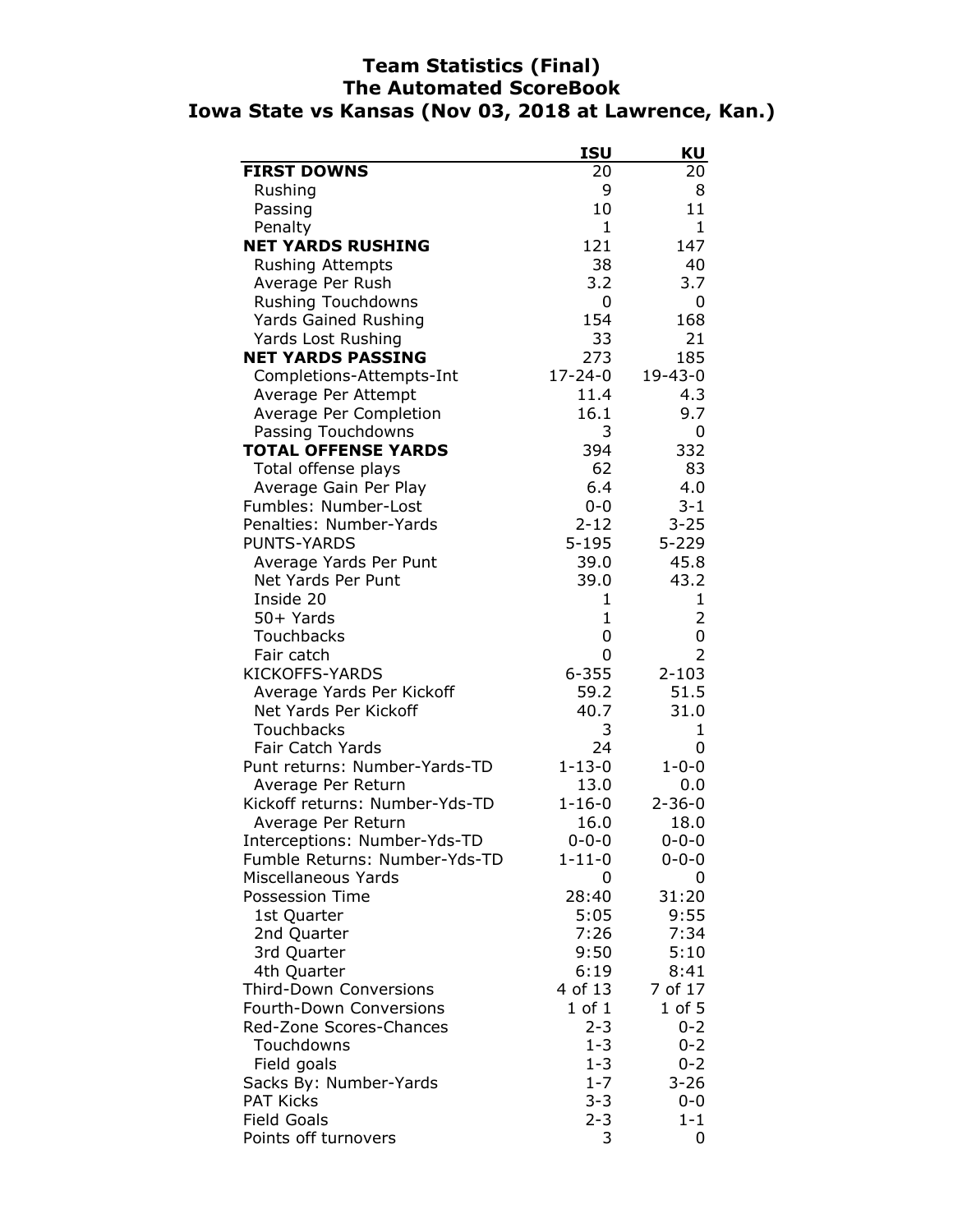# Team Statistics (Final)
## The Automated ScoreBook
## Iowa State vs Kansas (Nov 03, 2018 at Lawrence, Kan.)

| | ISU | KU |
|---|---|---|
| **FIRST DOWNS** | 20 | 20 |
| Rushing | 9 | 8 |
| Passing | 10 | 11 |
| Penalty | 1 | 1 |
| **NET YARDS RUSHING** | 121 | 147 |
| Rushing Attempts | 38 | 40 |
| Average Per Rush | 3.2 | 3.7 |
| Rushing Touchdowns | 0 | 0 |
| Yards Gained Rushing | 154 | 168 |
| Yards Lost Rushing | 33 | 21 |
| **NET YARDS PASSING** | 273 | 185 |
| Completions-Attempts-Int | 17-24-0 | 19-43-0 |
| Average Per Attempt | 11.4 | 4.3 |
| Average Per Completion | 16.1 | 9.7 |
| Passing Touchdowns | 3 | 0 |
| **TOTAL OFFENSE YARDS** | 394 | 332 |
| Total offense plays | 62 | 83 |
| Average Gain Per Play | 6.4 | 4.0 |
| Fumbles: Number-Lost | 0-0 | 3-1 |
| Penalties: Number-Yards | 2-12 | 3-25 |
| PUNTS-YARDS | 5-195 | 5-229 |
| Average Yards Per Punt | 39.0 | 45.8 |
| Net Yards Per Punt | 39.0 | 43.2 |
| Inside 20 | 1 | 1 |
| 50+ Yards | 1 | 2 |
| Touchbacks | 0 | 0 |
| Fair catch | 0 | 2 |
| KICKOFFS-YARDS | 6-355 | 2-103 |
| Average Yards Per Kickoff | 59.2 | 51.5 |
| Net Yards Per Kickoff | 40.7 | 31.0 |
| Touchbacks | 3 | 1 |
| Fair Catch Yards | 24 | 0 |
| Punt returns: Number-Yards-TD | 1-13-0 | 1-0-0 |
| Average Per Return | 13.0 | 0.0 |
| Kickoff returns: Number-Yds-TD | 1-16-0 | 2-36-0 |
| Average Per Return | 16.0 | 18.0 |
| Interceptions: Number-Yds-TD | 0-0-0 | 0-0-0 |
| Fumble Returns: Number-Yds-TD | 1-11-0 | 0-0-0 |
| Miscellaneous Yards | 0 | 0 |
| Possession Time | 28:40 | 31:20 |
| 1st Quarter | 5:05 | 9:55 |
| 2nd Quarter | 7:26 | 7:34 |
| 3rd Quarter | 9:50 | 5:10 |
| 4th Quarter | 6:19 | 8:41 |
| Third-Down Conversions | 4 of 13 | 7 of 17 |
| Fourth-Down Conversions | 1 of 1 | 1 of 5 |
| Red-Zone Scores-Chances | 2-3 | 0-2 |
| Touchdowns | 1-3 | 0-2 |
| Field goals | 1-3 | 0-2 |
| Sacks By: Number-Yards | 1-7 | 3-26 |
| PAT Kicks | 3-3 | 0-0 |
| Field Goals | 2-3 | 1-1 |
| Points off turnovers | 3 | 0 |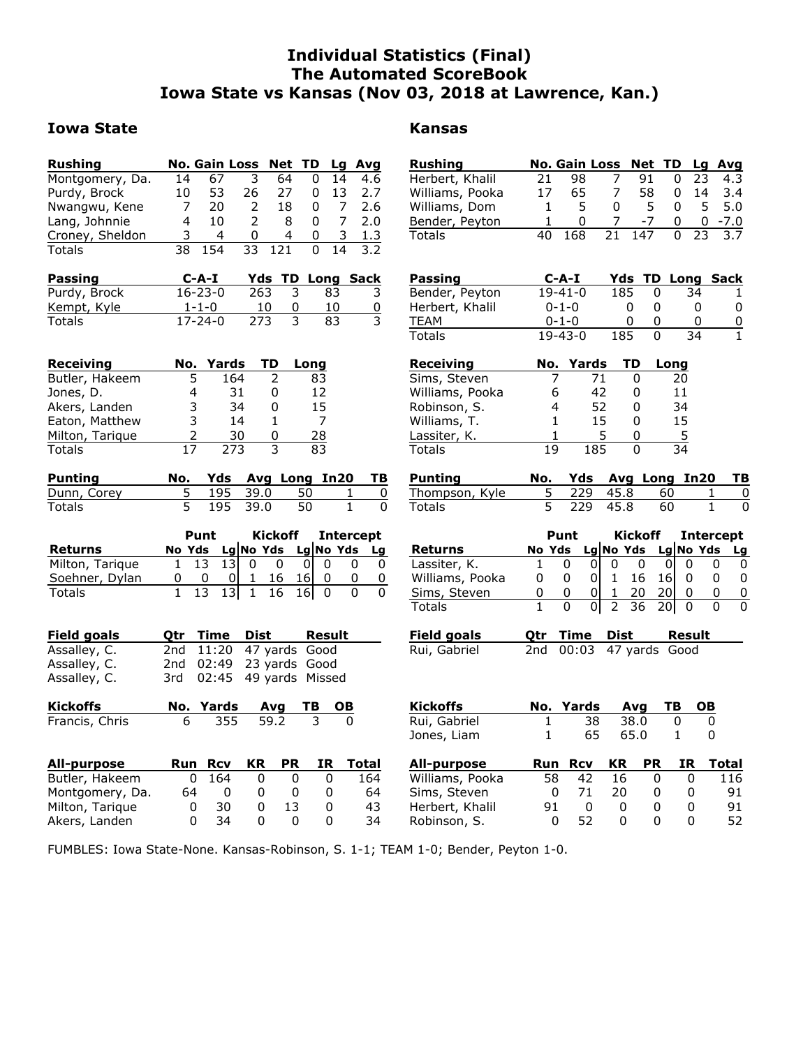# Individual Statistics (Final)
# The Automated ScoreBook
# Iowa State vs Kansas (Nov 03, 2018 at Lawrence, Kan.)

## Iowa State

| Rushing | No. | Gain | Loss | Net | TD | Lg | Avg |
|---|---|---|---|---|---|---|---|
| Montgomery, Da. | 14 | 67 | 3 | 64 | 0 | 14 | 4.6 |
| Purdy, Brock | 10 | 53 | 26 | 27 | 0 | 13 | 2.7 |
| Nwangwu, Kene | 7 | 20 | 2 | 18 | 0 | 7 | 2.6 |
| Lang, Johnnie | 4 | 10 | 2 | 8 | 0 | 7 | 2.0 |
| Croney, Sheldon | 3 | 4 | 0 | 4 | 0 | 3 | 1.3 |
| Totals | 38 | 154 | 33 | 121 | 0 | 14 | 3.2 |

| Passing | C-A-I | Yds | TD | Long | Sack |
|---|---|---|---|---|---|
| Purdy, Brock | 16-23-0 | 263 | 3 | 83 | 3 |
| Kempt, Kyle | 1-1-0 | 10 | 0 | 10 | 0 |
| Totals | 17-24-0 | 273 | 3 | 83 | 3 |

| Receiving | No. | Yards | TD | Long |
|---|---|---|---|---|
| Butler, Hakeem | 5 | 164 | 2 | 83 |
| Jones, D. | 4 | 31 | 0 | 12 |
| Akers, Landen | 3 | 34 | 0 | 15 |
| Eaton, Matthew | 3 | 14 | 1 | 7 |
| Milton, Tarique | 2 | 30 | 0 | 28 |
| Totals | 17 | 273 | 3 | 83 |

| Punting | No. | Yds | Avg | Long | In20 | TB |
|---|---|---|---|---|---|---|
| Dunn, Corey | 5 | 195 | 39.0 | 50 | 1 | 0 |
| Totals | 5 | 195 | 39.0 | 50 | 1 | 0 |

| | Punt | | | Kickoff | | | Intercept | | |
|---|---|---|---|---|---|---|---|---|---|
| Returns | No | Yds | Lg | No | Yds | Lg | No | Yds | Lg |
| Milton, Tarique | 1 | 13 | 13 | 0 | 0 | 0 | 0 | 0 | 0 |
| Soehner, Dylan | 0 | 0 | 0 | 1 | 16 | 16 | 0 | 0 | 0 |
| Totals | 1 | 13 | 13 | 1 | 16 | 16 | 0 | 0 | 0 |

| Field goals | Qtr | Time | Dist | Result |
|---|---|---|---|---|
| Assalley, C. | 2nd | 11:20 | 47 yards | Good |
| Assalley, C. | 2nd | 02:49 | 23 yards | Good |
| Assalley, C. | 3rd | 02:45 | 49 yards | Missed |

| Kickoffs | No. | Yards | Avg | TB | OB |
|---|---|---|---|---|---|
| Francis, Chris | 6 | 355 | 59.2 | 3 | 0 |

| All-purpose | Run | Rcv | KR | PR | IR | Total |
|---|---|---|---|---|---|---|
| Butler, Hakeem | 0 | 164 | 0 | 0 | 0 | 164 |
| Montgomery, Da. | 64 | 0 | 0 | 0 | 0 | 64 |
| Milton, Tarique | 0 | 30 | 0 | 13 | 0 | 43 |
| Akers, Landen | 0 | 34 | 0 | 0 | 0 | 34 |

## Kansas

| Rushing | No. | Gain | Loss | Net | TD | Lg | Avg |
|---|---|---|---|---|---|---|---|
| Herbert, Khalil | 21 | 98 | 7 | 91 | 0 | 23 | 4.3 |
| Williams, Pooka | 17 | 65 | 7 | 58 | 0 | 14 | 3.4 |
| Williams, Dom | 1 | 5 | 0 | 5 | 0 | 5 | 5.0 |
| Bender, Peyton | 1 | 0 | 7 | -7 | 0 | 0 | -7.0 |
| Totals | 40 | 168 | 21 | 147 | 0 | 23 | 3.7 |

| Passing | C-A-I | Yds | TD | Long | Sack |
|---|---|---|---|---|---|
| Bender, Peyton | 19-41-0 | 185 | 0 | 34 | 1 |
| Herbert, Khalil | 0-1-0 | 0 | 0 | 0 | 0 |
| TEAM | 0-1-0 | 0 | 0 | 0 | 0 |
| Totals | 19-43-0 | 185 | 0 | 34 | 1 |

| Receiving | No. | Yards | TD | Long |
|---|---|---|---|---|
| Sims, Steven | 7 | 71 | 0 | 20 |
| Williams, Pooka | 6 | 42 | 0 | 11 |
| Robinson, S. | 4 | 52 | 0 | 34 |
| Williams, T. | 1 | 15 | 0 | 15 |
| Lassiter, K. | 1 | 5 | 0 | 5 |
| Totals | 19 | 185 | 0 | 34 |

| Punting | No. | Yds | Avg | Long | In20 | TB |
|---|---|---|---|---|---|---|
| Thompson, Kyle | 5 | 229 | 45.8 | 60 | 1 | 0 |
| Totals | 5 | 229 | 45.8 | 60 | 1 | 0 |

| | Punt | | | Kickoff | | | Intercept | | |
|---|---|---|---|---|---|---|---|---|---|
| Returns | No | Yds | Lg | No | Yds | Lg | No | Yds | Lg |
| Lassiter, K. | 1 | 0 | 0 | 0 | 0 | 0 | 0 | 0 | 0 |
| Williams, Pooka | 0 | 0 | 0 | 1 | 16 | 16 | 0 | 0 | 0 |
| Sims, Steven | 0 | 0 | 0 | 1 | 20 | 20 | 0 | 0 | 0 |
| Totals | 1 | 0 | 0 | 2 | 36 | 20 | 0 | 0 | 0 |

| Field goals | Qtr | Time | Dist | Result |
|---|---|---|---|---|
| Rui, Gabriel | 2nd | 00:03 | 47 yards | Good |

| Kickoffs | No. | Yards | Avg | TB | OB |
|---|---|---|---|---|---|
| Rui, Gabriel | 1 | 38 | 38.0 | 0 | 0 |
| Jones, Liam | 1 | 65 | 65.0 | 1 | 0 |

| All-purpose | Run | Rcv | KR | PR | IR | Total |
|---|---|---|---|---|---|---|
| Williams, Pooka | 58 | 42 | 16 | 0 | 0 | 116 |
| Sims, Steven | 0 | 71 | 20 | 0 | 0 | 91 |
| Herbert, Khalil | 91 | 0 | 0 | 0 | 0 | 91 |
| Robinson, S. | 0 | 52 | 0 | 0 | 0 | 52 |

FUMBLES: Iowa State-None. Kansas-Robinson, S. 1-1; TEAM 1-0; Bender, Peyton 1-0.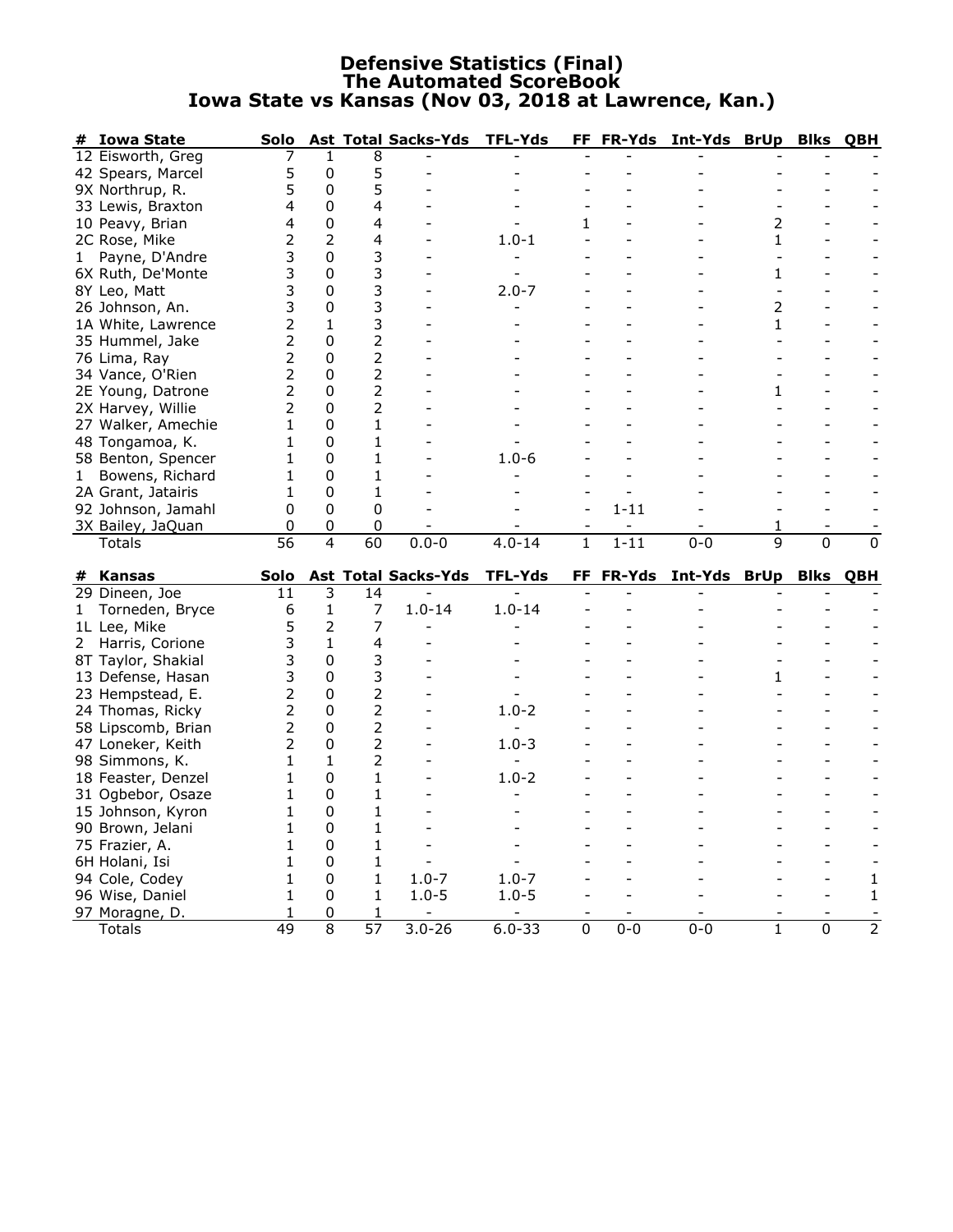# Defensive Statistics (Final)
## The Automated ScoreBook
## Iowa State vs Kansas (Nov 03, 2018 at Lawrence, Kan.)

| # | Iowa State | Solo | Ast | Total | Sacks-Yds | TFL-Yds | FF | FR-Yds | Int-Yds | BrUp | Blks | QBH |
|---|---|---|---|---|---|---|---|---|---|---|---|---|
| 12 | Eisworth, Greg | 7 | 1 | 8 | - | - | - | - | - | - | - | - |
| 42 | Spears, Marcel | 5 | 0 | 5 | - | - | - | - | - | - | - | - |
| 9X | Northrup, R. | 5 | 0 | 5 | - | - | - | - | - | - | - | - |
| 33 | Lewis, Braxton | 4 | 0 | 4 | - | - | - | - | - | - | - | - |
| 10 | Peavy, Brian | 4 | 0 | 4 | - | - | 1 | - | - | 2 | - | - |
| 2C | Rose, Mike | 2 | 2 | 4 | - | 1.0-1 | - | - | - | 1 | - | - |
| 1 | Payne, D'Andre | 3 | 0 | 3 | - | - | - | - | - | - | - | - |
| 6X | Ruth, De'Monte | 3 | 0 | 3 | - | - | - | - | - | 1 | - | - |
| 8Y | Leo, Matt | 3 | 0 | 3 | - | 2.0-7 | - | - | - | - | - | - |
| 26 | Johnson, An. | 3 | 0 | 3 | - | - | - | - | - | 2 | - | - |
| 1A | White, Lawrence | 2 | 1 | 3 | - | - | - | - | - | 1 | - | - |
| 35 | Hummel, Jake | 2 | 0 | 2 | - | - | - | - | - | - | - | - |
| 76 | Lima, Ray | 2 | 0 | 2 | - | - | - | - | - | - | - | - |
| 34 | Vance, O'Rien | 2 | 0 | 2 | - | - | - | - | - | - | - | - |
| 2E | Young, Datrone | 2 | 0 | 2 | - | - | - | - | - | 1 | - | - |
| 2X | Harvey, Willie | 2 | 0 | 2 | - | - | - | - | - | - | - | - |
| 27 | Walker, Amechie | 1 | 0 | 1 | - | - | - | - | - | - | - | - |
| 48 | Tongamoa, K. | 1 | 0 | 1 | - | - | - | - | - | - | - | - |
| 58 | Benton, Spencer | 1 | 0 | 1 | - | 1.0-6 | - | - | - | - | - | - |
| 1 | Bowens, Richard | 1 | 0 | 1 | - | - | - | - | - | - | - | - |
| 2A | Grant, Jatairis | 1 | 0 | 1 | - | - | - | - | - | - | - | - |
| 92 | Johnson, Jamahl | 0 | 0 | 0 | - | - | - | 1-11 | - | - | - | - |
| 3X | Bailey, JaQuan | 0 | 0 | 0 | - | - | - | - | - | 1 | - | - |
| | Totals | 56 | 4 | 60 | 0.0-0 | 4.0-14 | 1 | 1-11 | 0-0 | 9 | 0 | 0 |

| # | Kansas | Solo | Ast | Total | Sacks-Yds | TFL-Yds | FF | FR-Yds | Int-Yds | BrUp | Blks | QBH |
|---|---|---|---|---|---|---|---|---|---|---|---|---|
| 29 | Dineen, Joe | 11 | 3 | 14 | - | - | - | - | - | - | - | - |
| 1 | Torneden, Bryce | 6 | 1 | 7 | 1.0-14 | 1.0-14 | - | - | - | - | - | - |
| 1L | Lee, Mike | 5 | 2 | 7 | - | - | - | - | - | - | - | - |
| 2 | Harris, Corione | 3 | 1 | 4 | - | - | - | - | - | - | - | - |
| 8T | Taylor, Shakial | 3 | 0 | 3 | - | - | - | - | - | - | - | - |
| 13 | Defense, Hasan | 3 | 0 | 3 | - | - | - | - | - | 1 | - | - |
| 23 | Hempstead, E. | 2 | 0 | 2 | - | - | - | - | - | - | - | - |
| 24 | Thomas, Ricky | 2 | 0 | 2 | - | 1.0-2 | - | - | - | - | - | - |
| 58 | Lipscomb, Brian | 2 | 0 | 2 | - | - | - | - | - | - | - | - |
| 47 | Loneker, Keith | 2 | 0 | 2 | - | 1.0-3 | - | - | - | - | - | - |
| 98 | Simmons, K. | 1 | 1 | 2 | - | - | - | - | - | - | - | - |
| 18 | Feaster, Denzel | 1 | 0 | 1 | - | 1.0-2 | - | - | - | - | - | - |
| 31 | Ogbebor, Osaze | 1 | 0 | 1 | - | - | - | - | - | - | - | - |
| 15 | Johnson, Kyron | 1 | 0 | 1 | - | - | - | - | - | - | - | - |
| 90 | Brown, Jelani | 1 | 0 | 1 | - | - | - | - | - | - | - | - |
| 75 | Frazier, A. | 1 | 0 | 1 | - | - | - | - | - | - | - | - |
| 6H | Holani, Isi | 1 | 0 | 1 | - | - | - | - | - | - | - | - |
| 94 | Cole, Codey | 1 | 0 | 1 | 1.0-7 | 1.0-7 | - | - | - | - | - | 1 |
| 96 | Wise, Daniel | 1 | 0 | 1 | 1.0-5 | 1.0-5 | - | - | - | - | - | 1 |
| 97 | Moragne, D. | 1 | 0 | 1 | - | - | - | - | - | - | - | - |
| | Totals | 49 | 8 | 57 | 3.0-26 | 6.0-33 | 0 | 0-0 | 0-0 | 1 | 0 | 2 |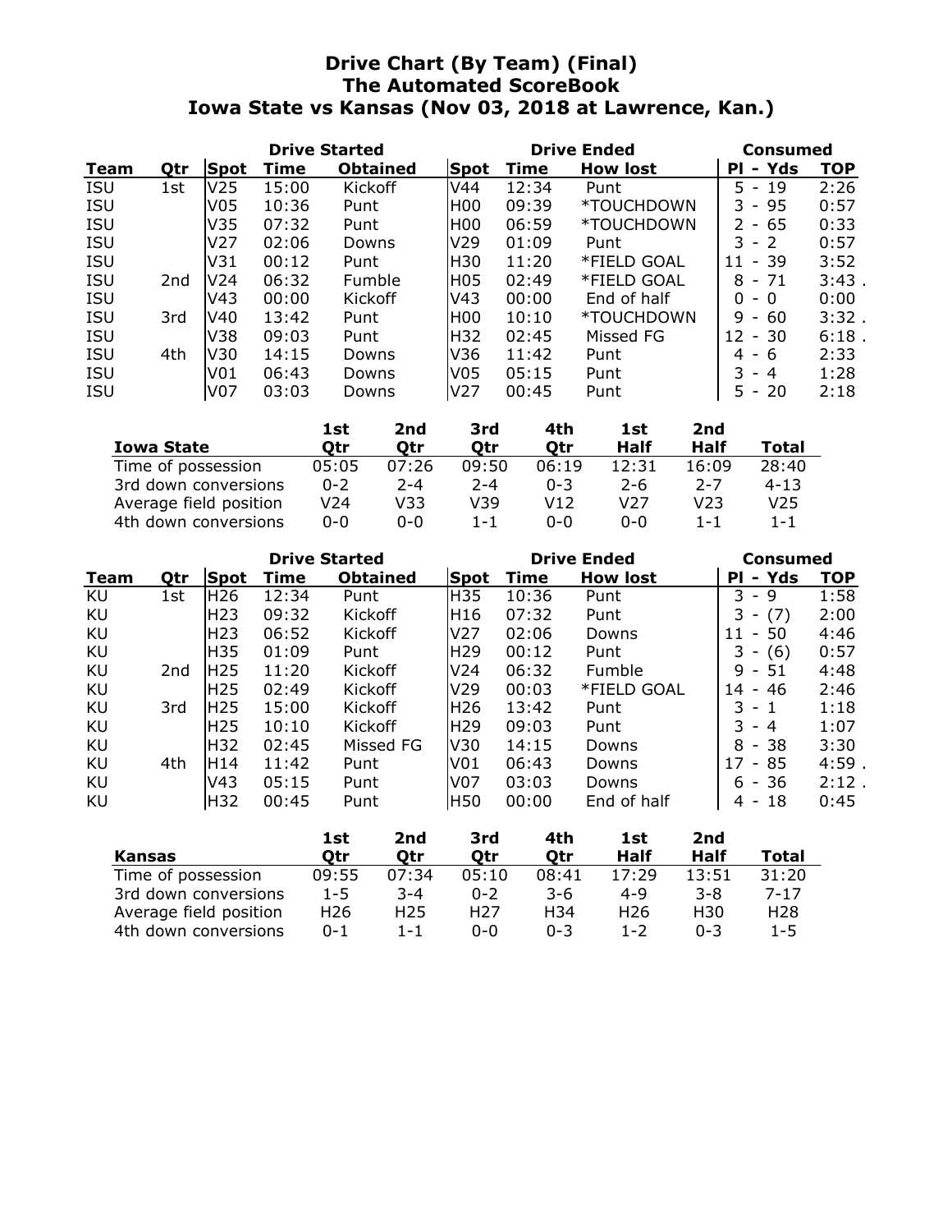# Drive Chart (By Team) (Final)
## The Automated ScoreBook
## Iowa State vs Kansas (Nov 03, 2018 at Lawrence, Kan.)

| | | Drive Started | | | Drive Ended | | | Consumed | |
|---|---|---|---|---|---|---|---|---|---|
| **Team** | **Qtr** | **Spot** | **Time** | **Obtained** | **Spot** | **Time** | **How lost** | **Pl - Yds** | **TOP** |
| ISU | 1st | V25 | 15:00 | Kickoff | V44 | 12:34 | Punt | 5 - 19 | 2:26 |
| ISU | | V05 | 10:36 | Punt | H00 | 09:39 | *TOUCHDOWN | 3 - 95 | 0:57 |
| ISU | | V35 | 07:32 | Punt | H00 | 06:59 | *TOUCHDOWN | 2 - 65 | 0:33 |
| ISU | | V27 | 02:06 | Downs | V29 | 01:09 | Punt | 3 - 2 | 0:57 |
| ISU | | V31 | 00:12 | Punt | H30 | 11:20 | *FIELD GOAL | 11 - 39 | 3:52 |
| ISU | 2nd | V24 | 06:32 | Fumble | H05 | 02:49 | *FIELD GOAL | 8 - 71 | 3:43 . |
| ISU | | V43 | 00:00 | Kickoff | V43 | 00:00 | End of half | 0 - 0 | 0:00 |
| ISU | 3rd | V40 | 13:42 | Punt | H00 | 10:10 | *TOUCHDOWN | 9 - 60 | 3:32 . |
| ISU | | V38 | 09:03 | Punt | H32 | 02:45 | Missed FG | 12 - 30 | 6:18 . |
| ISU | 4th | V30 | 14:15 | Downs | V36 | 11:42 | Punt | 4 - 6 | 2:33 |
| ISU | | V01 | 06:43 | Downs | V05 | 05:15 | Punt | 3 - 4 | 1:28 |
| ISU | | V07 | 03:03 | Downs | V27 | 00:45 | Punt | 5 - 20 | 2:18 |

| Iowa State | 1st Qtr | 2nd Qtr | 3rd Qtr | 4th Qtr | 1st Half | 2nd Half | Total |
|---|---|---|---|---|---|---|---|
| Time of possession | 05:05 | 07:26 | 09:50 | 06:19 | 12:31 | 16:09 | 28:40 |
| 3rd down conversions | 0-2 | 2-4 | 2-4 | 0-3 | 2-6 | 2-7 | 4-13 |
| Average field position | V24 | V33 | V39 | V12 | V27 | V23 | V25 |
| 4th down conversions | 0-0 | 0-0 | 1-1 | 0-0 | 0-0 | 1-1 | 1-1 |

| | | Drive Started | | | Drive Ended | | | Consumed | |
|---|---|---|---|---|---|---|---|---|---|
| **Team** | **Qtr** | **Spot** | **Time** | **Obtained** | **Spot** | **Time** | **How lost** | **Pl - Yds** | **TOP** |
| KU | 1st | H26 | 12:34 | Punt | H35 | 10:36 | Punt | 3 - 9 | 1:58 |
| KU | | H23 | 09:32 | Kickoff | H16 | 07:32 | Punt | 3 - (7) | 2:00 |
| KU | | H23 | 06:52 | Kickoff | V27 | 02:06 | Downs | 11 - 50 | 4:46 |
| KU | | H35 | 01:09 | Punt | H29 | 00:12 | Punt | 3 - (6) | 0:57 |
| KU | 2nd | H25 | 11:20 | Kickoff | V24 | 06:32 | Fumble | 9 - 51 | 4:48 |
| KU | | H25 | 02:49 | Kickoff | V29 | 00:03 | *FIELD GOAL | 14 - 46 | 2:46 |
| KU | 3rd | H25 | 15:00 | Kickoff | H26 | 13:42 | Punt | 3 - 1 | 1:18 |
| KU | | H25 | 10:10 | Kickoff | H29 | 09:03 | Punt | 3 - 4 | 1:07 |
| KU | | H32 | 02:45 | Missed FG | V30 | 14:15 | Downs | 8 - 38 | 3:30 |
| KU | 4th | H14 | 11:42 | Punt | V01 | 06:43 | Downs | 17 - 85 | 4:59 . |
| KU | | V43 | 05:15 | Punt | V07 | 03:03 | Downs | 6 - 36 | 2:12 . |
| KU | | H32 | 00:45 | Punt | H50 | 00:00 | End of half | 4 - 18 | 0:45 |

| Kansas | 1st Qtr | 2nd Qtr | 3rd Qtr | 4th Qtr | 1st Half | 2nd Half | Total |
|---|---|---|---|---|---|---|---|
| Time of possession | 09:55 | 07:34 | 05:10 | 08:41 | 17:29 | 13:51 | 31:20 |
| 3rd down conversions | 1-5 | 3-4 | 0-2 | 3-6 | 4-9 | 3-8 | 7-17 |
| Average field position | H26 | H25 | H27 | H34 | H26 | H30 | H28 |
| 4th down conversions | 0-1 | 1-1 | 0-0 | 0-3 | 1-2 | 0-3 | 1-5 |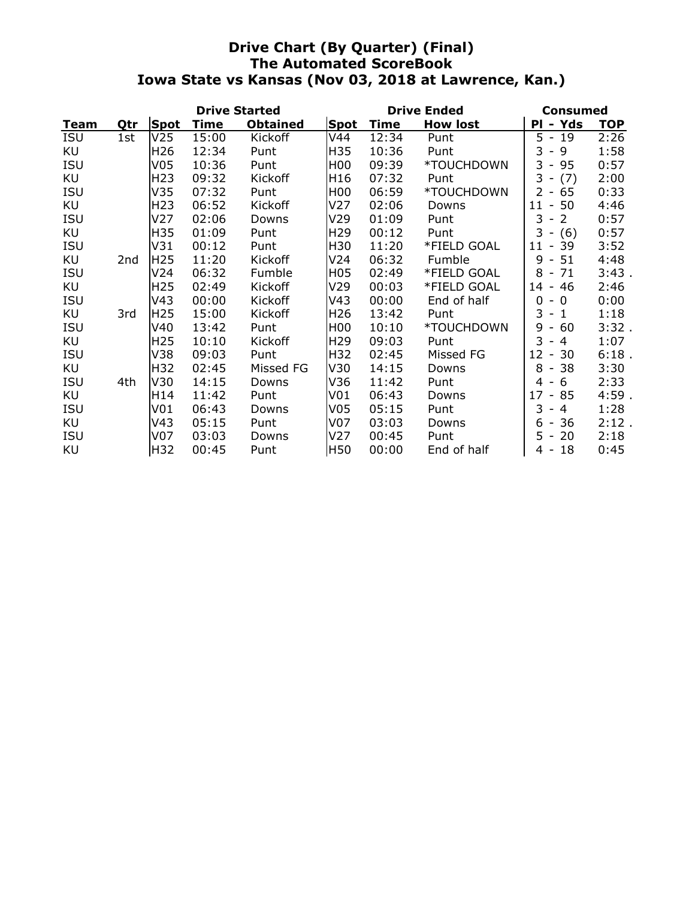# Drive Chart (By Quarter) (Final)
# The Automated ScoreBook
# Iowa State vs Kansas (Nov 03, 2018 at Lawrence, Kan.)

| | | Drive Started | | | Drive Ended | | | Consumed | |
|---|---|---|---|---|---|---|---|---|---|
| **Team** | **Qtr** | **Spot** | **Time** | **Obtained** | **Spot** | **Time** | **How lost** | **Pl - Yds** | **TOP** |
| ISU | 1st | V25 | 15:00 | Kickoff | V44 | 12:34 | Punt | 5 - 19 | 2:26 |
| KU | | H26 | 12:34 | Punt | H35 | 10:36 | Punt | 3 - 9 | 1:58 |
| ISU | | V05 | 10:36 | Punt | H00 | 09:39 | *TOUCHDOWN | 3 - 95 | 0:57 |
| KU | | H23 | 09:32 | Kickoff | H16 | 07:32 | Punt | 3 - (7) | 2:00 |
| ISU | | V35 | 07:32 | Punt | H00 | 06:59 | *TOUCHDOWN | 2 - 65 | 0:33 |
| KU | | H23 | 06:52 | Kickoff | V27 | 02:06 | Downs | 11 - 50 | 4:46 |
| ISU | | V27 | 02:06 | Downs | V29 | 01:09 | Punt | 3 - 2 | 0:57 |
| KU | | H35 | 01:09 | Punt | H29 | 00:12 | Punt | 3 - (6) | 0:57 |
| ISU | | V31 | 00:12 | Punt | H30 | 11:20 | *FIELD GOAL | 11 - 39 | 3:52 |
| KU | 2nd | H25 | 11:20 | Kickoff | V24 | 06:32 | Fumble | 9 - 51 | 4:48 |
| ISU | | V24 | 06:32 | Fumble | H05 | 02:49 | *FIELD GOAL | 8 - 71 | 3:43 . |
| KU | | H25 | 02:49 | Kickoff | V29 | 00:03 | *FIELD GOAL | 14 - 46 | 2:46 |
| ISU | | V43 | 00:00 | Kickoff | V43 | 00:00 | End of half | 0 - 0 | 0:00 |
| KU | 3rd | H25 | 15:00 | Kickoff | H26 | 13:42 | Punt | 3 - 1 | 1:18 |
| ISU | | V40 | 13:42 | Punt | H00 | 10:10 | *TOUCHDOWN | 9 - 60 | 3:32 . |
| KU | | H25 | 10:10 | Kickoff | H29 | 09:03 | Punt | 3 - 4 | 1:07 |
| ISU | | V38 | 09:03 | Punt | H32 | 02:45 | Missed FG | 12 - 30 | 6:18 . |
| KU | | H32 | 02:45 | Missed FG | V30 | 14:15 | Downs | 8 - 38 | 3:30 |
| ISU | 4th | V30 | 14:15 | Downs | V36 | 11:42 | Punt | 4 - 6 | 2:33 |
| KU | | H14 | 11:42 | Punt | V01 | 06:43 | Downs | 17 - 85 | 4:59 . |
| ISU | | V01 | 06:43 | Downs | V05 | 05:15 | Punt | 3 - 4 | 1:28 |
| KU | | V43 | 05:15 | Punt | V07 | 03:03 | Downs | 6 - 36 | 2:12 . |
| ISU | | V07 | 03:03 | Downs | V27 | 00:45 | Punt | 5 - 20 | 2:18 |
| KU | | H32 | 00:45 | Punt | H50 | 00:00 | End of half | 4 - 18 | 0:45 |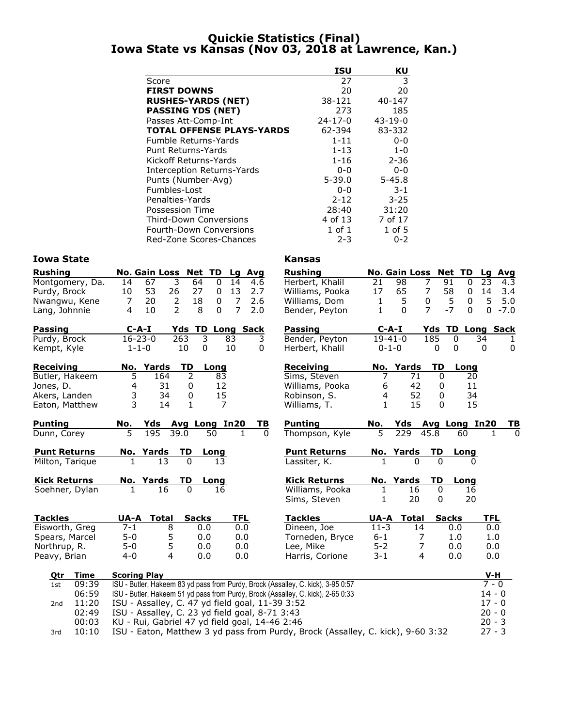# Quickie Statistics (Final)
# Iowa State vs Kansas (Nov 03, 2018 at Lawrence, Kan.)

| | ISU | KU |
|---|---|---|
| Score | 27 | 3 |
| **FIRST DOWNS** | 20 | 20 |
| **RUSHES-YARDS (NET)** | 38-121 | 40-147 |
| **PASSING YDS (NET)** | 273 | 185 |
| Passes Att-Comp-Int | 24-17-0 | 43-19-0 |
| **TOTAL OFFENSE PLAYS-YARDS** | 62-394 | 83-332 |
| Fumble Returns-Yards | 1-11 | 0-0 |
| Punt Returns-Yards | 1-13 | 1-0 |
| Kickoff Returns-Yards | 1-16 | 2-36 |
| Interception Returns-Yards | 0-0 | 0-0 |
| Punts (Number-Avg) | 5-39.0 | 5-45.8 |
| Fumbles-Lost | 0-0 | 3-1 |
| Penalties-Yards | 2-12 | 3-25 |
| Possession Time | 28:40 | 31:20 |
| Third-Down Conversions | 4 of 13 | 7 of 17 |
| Fourth-Down Conversions | 1 of 1 | 1 of 5 |
| Red-Zone Scores-Chances | 2-3 | 0-2 |

## Iowa State

| Rushing | No. | Gain | Loss | Net | TD | Lg | Avg |
|---|---|---|---|---|---|---|---|
| Montgomery, Da. | 14 | 67 | 3 | 64 | 0 | 14 | 4.6 |
| Purdy, Brock | 10 | 53 | 26 | 27 | 0 | 13 | 2.7 |
| Nwangwu, Kene | 7 | 20 | 2 | 18 | 0 | 7 | 2.6 |
| Lang, Johnnie | 4 | 10 | 2 | 8 | 0 | 7 | 2.0 |

| Passing | C-A-I | Yds | TD | Long | Sack |
|---|---|---|---|---|---|
| Purdy, Brock | 16-23-0 | 263 | 3 | 83 | 3 |
| Kempt, Kyle | 1-1-0 | 10 | 0 | 10 | 0 |

| Receiving | No. | Yards | TD | Long |
|---|---|---|---|---|
| Butler, Hakeem | 5 | 164 | 2 | 83 |
| Jones, D. | 4 | 31 | 0 | 12 |
| Akers, Landen | 3 | 34 | 0 | 15 |
| Eaton, Matthew | 3 | 14 | 1 | 7 |

| Punting | No. | Yds | Avg | Long | In20 | TB |
|---|---|---|---|---|---|---|
| Dunn, Corey | 5 | 195 | 39.0 | 50 | 1 | 0 |

| Punt Returns | No. | Yards | TD | Long |
|---|---|---|---|---|
| Milton, Tarique | 1 | 13 | 0 | 13 |

| Kick Returns | No. | Yards | TD | Long |
|---|---|---|---|---|
| Soehner, Dylan | 1 | 16 | 0 | 16 |

| Tackles | UA-A | Total | Sacks | TFL |
|---|---|---|---|---|
| Eisworth, Greg | 7-1 | 8 | 0.0 | 0.0 |
| Spears, Marcel | 5-0 | 5 | 0.0 | 0.0 |
| Northrup, R. | 5-0 | 5 | 0.0 | 0.0 |
| Peavy, Brian | 4-0 | 4 | 0.0 | 0.0 |

## Kansas

| Rushing | No. | Gain | Loss | Net | TD | Lg | Avg |
|---|---|---|---|---|---|---|---|
| Herbert, Khalil | 21 | 98 | 7 | 91 | 0 | 23 | 4.3 |
| Williams, Pooka | 17 | 65 | 7 | 58 | 0 | 14 | 3.4 |
| Williams, Dom | 1 | 5 | 0 | 5 | 0 | 5 | 5.0 |
| Bender, Peyton | 1 | 0 | 7 | -7 | 0 | 0 | -7.0 |

| Passing | C-A-I | Yds | TD | Long | Sack |
|---|---|---|---|---|---|
| Bender, Peyton | 19-41-0 | 185 | 0 | 34 | 1 |
| Herbert, Khalil | 0-1-0 | 0 | 0 | 0 | 0 |

| Receiving | No. | Yards | TD | Long |
|---|---|---|---|---|
| Sims, Steven | 7 | 71 | 0 | 20 |
| Williams, Pooka | 6 | 42 | 0 | 11 |
| Robinson, S. | 4 | 52 | 0 | 34 |
| Williams, T. | 1 | 15 | 0 | 15 |

| Punting | No. | Yds | Avg | Long | In20 | TB |
|---|---|---|---|---|---|---|
| Thompson, Kyle | 5 | 229 | 45.8 | 60 | 1 | 0 |

| Punt Returns | No. | Yards | TD | Long |
|---|---|---|---|---|
| Lassiter, K. | 1 | 0 | 0 | 0 |

| Kick Returns | No. | Yards | TD | Long |
|---|---|---|---|---|
| Williams, Pooka | 1 | 16 | 0 | 16 |
| Sims, Steven | 1 | 20 | 0 | 20 |

| Tackles | UA-A | Total | Sacks | TFL |
|---|---|---|---|---|
| Dineen, Joe | 11-3 | 14 | 0.0 | 0.0 |
| Torneden, Bryce | 6-1 | 7 | 1.0 | 1.0 |
| Lee, Mike | 5-2 | 7 | 0.0 | 0.0 |
| Harris, Corione | 3-1 | 4 | 0.0 | 0.0 |

## Scoring Summary

| Qtr | Time | Scoring Play | V-H |
|---|---|---|---|
| 1st | 09:39 | ISU - Butler, Hakeem 83 yd pass from Purdy, Brock (Assalley, C. kick), 3-95 0:57 | 7 - 0 |
| | 06:59 | ISU - Butler, Hakeem 51 yd pass from Purdy, Brock (Assalley, C. kick), 2-65 0:33 | 14 - 0 |
| 2nd | 11:20 | ISU - Assalley, C. 47 yd field goal, 11-39 3:52 | 17 - 0 |
| | 02:49 | ISU - Assalley, C. 23 yd field goal, 8-71 3:43 | 20 - 0 |
| | 00:03 | KU - Rui, Gabriel 47 yd field goal, 14-46 2:46 | 20 - 3 |
| 3rd | 10:10 | ISU - Eaton, Matthew 3 yd pass from Purdy, Brock (Assalley, C. kick), 9-60 3:32 | 27 - 3 |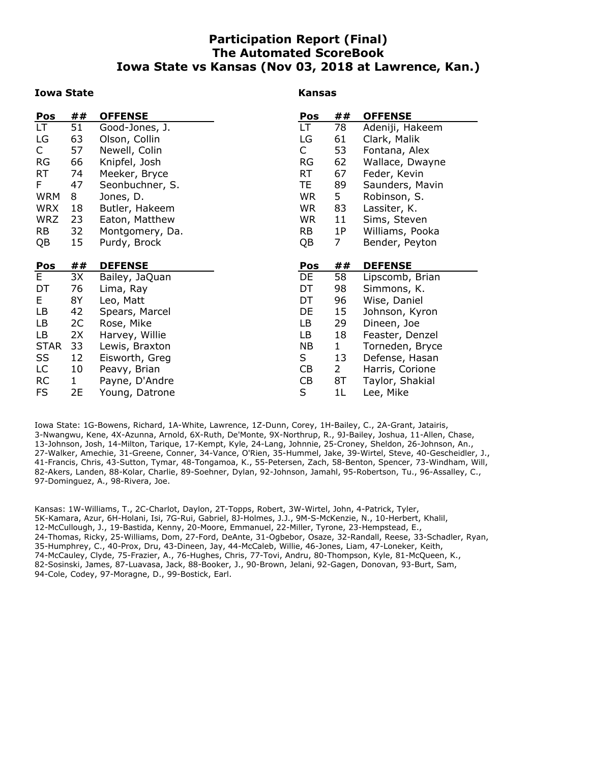# Participation Report (Final)
## The Automated ScoreBook
## Iowa State vs Kansas (Nov 03, 2018 at Lawrence, Kan.)

### Iowa State

| Pos | ## | OFFENSE |
|---|---|---|
| LT | 51 | Good-Jones, J. |
| LG | 63 | Olson, Collin |
| C | 57 | Newell, Colin |
| RG | 66 | Knipfel, Josh |
| RT | 74 | Meeker, Bryce |
| F | 47 | Seonbuchner, S. |
| WRM | 8 | Jones, D. |
| WRX | 18 | Butler, Hakeem |
| WRZ | 23 | Eaton, Matthew |
| RB | 32 | Montgomery, Da. |
| QB | 15 | Purdy, Brock |

| Pos | ## | DEFENSE |
|---|---|---|
| E | 3X | Bailey, JaQuan |
| DT | 76 | Lima, Ray |
| E | 8Y | Leo, Matt |
| LB | 42 | Spears, Marcel |
| LB | 2C | Rose, Mike |
| LB | 2X | Harvey, Willie |
| STAR | 33 | Lewis, Braxton |
| SS | 12 | Eisworth, Greg |
| LC | 10 | Peavy, Brian |
| RC | 1 | Payne, D'Andre |
| FS | 2E | Young, Datrone |

### Kansas

| Pos | ## | OFFENSE |
|---|---|---|
| LT | 78 | Adeniji, Hakeem |
| LG | 61 | Clark, Malik |
| C | 53 | Fontana, Alex |
| RG | 62 | Wallace, Dwayne |
| RT | 67 | Feder, Kevin |
| TE | 89 | Saunders, Mavin |
| WR | 5 | Robinson, S. |
| WR | 83 | Lassiter, K. |
| WR | 11 | Sims, Steven |
| RB | 1P | Williams, Pooka |
| QB | 7 | Bender, Peyton |

| Pos | ## | DEFENSE |
|---|---|---|
| DE | 58 | Lipscomb, Brian |
| DT | 98 | Simmons, K. |
| DT | 96 | Wise, Daniel |
| DE | 15 | Johnson, Kyron |
| LB | 29 | Dineen, Joe |
| LB | 18 | Feaster, Denzel |
| NB | 1 | Torneden, Bryce |
| S | 13 | Defense, Hasan |
| CB | 2 | Harris, Corione |
| CB | 8T | Taylor, Shakial |
| S | 1L | Lee, Mike |

Iowa State: 1G-Bowens, Richard, 1A-White, Lawrence, 1Z-Dunn, Corey, 1H-Bailey, C., 2A-Grant, Jatairis, 3-Nwangwu, Kene, 4X-Azunna, Arnold, 6X-Ruth, De'Monte, 9X-Northrup, R., 9J-Bailey, Joshua, 11-Allen, Chase, 13-Johnson, Josh, 14-Milton, Tarique, 17-Kempt, Kyle, 24-Lang, Johnnie, 25-Croney, Sheldon, 26-Johnson, An., 27-Walker, Amechie, 31-Greene, Conner, 34-Vance, O'Rien, 35-Hummel, Jake, 39-Wirtel, Steve, 40-Gescheidler, J., 41-Francis, Chris, 43-Sutton, Tymar, 48-Tongamoa, K., 55-Petersen, Zach, 58-Benton, Spencer, 73-Windham, Will, 82-Akers, Landen, 88-Kolar, Charlie, 89-Soehner, Dylan, 92-Johnson, Jamahl, 95-Robertson, Tu., 96-Assalley, C., 97-Dominguez, A., 98-Rivera, Joe.

Kansas: 1W-Williams, T., 2C-Charlot, Daylon, 2T-Topps, Robert, 3W-Wirtel, John, 4-Patrick, Tyler, 5K-Kamara, Azur, 6H-Holani, Isi, 7G-Rui, Gabriel, 8J-Holmes, J.J., 9M-S-McKenzie, N., 10-Herbert, Khalil, 12-McCullough, J., 19-Bastida, Kenny, 20-Moore, Emmanuel, 22-Miller, Tyrone, 23-Hempstead, E., 24-Thomas, Ricky, 25-Williams, Dom, 27-Ford, DeAnte, 31-Ogbebor, Osaze, 32-Randall, Reese, 33-Schadler, Ryan, 35-Humphrey, C., 40-Prox, Dru, 43-Dineen, Jay, 44-McCaleb, Willie, 46-Jones, Liam, 47-Loneker, Keith, 74-McCauley, Clyde, 75-Frazier, A., 76-Hughes, Chris, 77-Tovi, Andru, 80-Thompson, Kyle, 81-McQueen, K., 82-Sosinski, James, 87-Luavasa, Jack, 88-Booker, J., 90-Brown, Jelani, 92-Gagen, Donovan, 93-Burt, Sam, 94-Cole, Codey, 97-Moragne, D., 99-Bostick, Earl.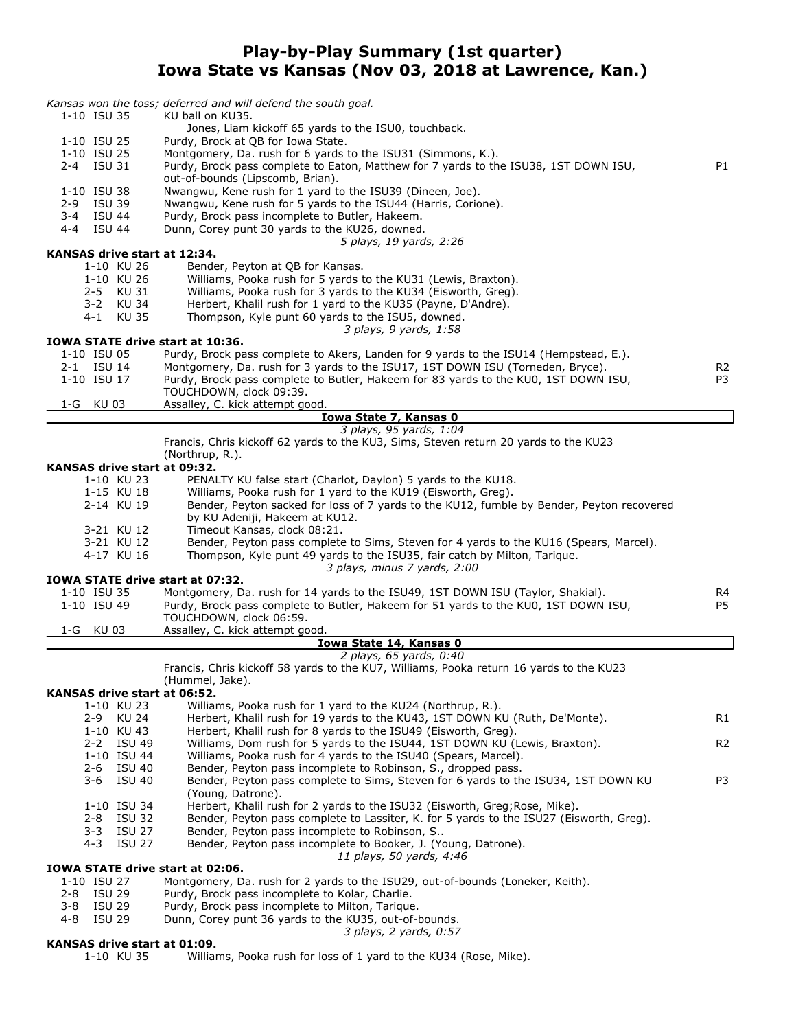# Play-by-Play Summary (1st quarter)
# Iowa State vs Kansas (Nov 03, 2018 at Lawrence, Kan.)

*Kansas won the toss; deferred and will defend the south goal.*

| Down | Play | |
|---|---|---|
| 1-10 ISU 35 | KU ball on KU35. | |
| | Jones, Liam kickoff 65 yards to the ISU0, touchback. | |
| 1-10 ISU 25 | Purdy, Brock at QB for Iowa State. | |
| 1-10 ISU 25 | Montgomery, Da. rush for 6 yards to the ISU31 (Simmons, K.). | |
| 2-4 ISU 31 | Purdy, Brock pass complete to Eaton, Matthew for 7 yards to the ISU38, 1ST DOWN ISU, out-of-bounds (Lipscomb, Brian). | P1 |
| 1-10 ISU 38 | Nwangwu, Kene rush for 1 yard to the ISU39 (Dineen, Joe). | |
| 2-9 ISU 39 | Nwangwu, Kene rush for 5 yards to the ISU44 (Harris, Corione). | |
| 3-4 ISU 44 | Purdy, Brock pass incomplete to Butler, Hakeem. | |
| 4-4 ISU 44 | Dunn, Corey punt 30 yards to the KU26, downed. | |
| | *5 plays, 19 yards, 2:26* | |

**KANSAS drive start at 12:34.**

| Down | Play | |
|---|---|---|
| 1-10 KU 26 | Bender, Peyton at QB for Kansas. | |
| 1-10 KU 26 | Williams, Pooka rush for 5 yards to the KU31 (Lewis, Braxton). | |
| 2-5 KU 31 | Williams, Pooka rush for 3 yards to the KU34 (Eisworth, Greg). | |
| 3-2 KU 34 | Herbert, Khalil rush for 1 yard to the KU35 (Payne, D'Andre). | |
| 4-1 KU 35 | Thompson, Kyle punt 60 yards to the ISU5, downed. | |
| | *3 plays, 9 yards, 1:58* | |

**IOWA STATE drive start at 10:36.**

| Down | Play | |
|---|---|---|
| 1-10 ISU 05 | Purdy, Brock pass complete to Akers, Landen for 9 yards to the ISU14 (Hempstead, E.). | |
| 2-1 ISU 14 | Montgomery, Da. rush for 3 yards to the ISU17, 1ST DOWN ISU (Torneden, Bryce). | R2 |
| 1-10 ISU 17 | Purdy, Brock pass complete to Butler, Hakeem for 83 yards to the KU0, 1ST DOWN ISU, TOUCHDOWN, clock 09:39. | P3 |
| 1-G KU 03 | Assalley, C. kick attempt good. | |

**Iowa State 7, Kansas 0**

*3 plays, 95 yards, 1:04*

Francis, Chris kickoff 62 yards to the KU3, Sims, Steven return 20 yards to the KU23 (Northrup, R.).

**KANSAS drive start at 09:32.**

| Down | Play | |
|---|---|---|
| 1-10 KU 23 | PENALTY KU false start (Charlot, Daylon) 5 yards to the KU18. | |
| 1-15 KU 18 | Williams, Pooka rush for 1 yard to the KU19 (Eisworth, Greg). | |
| 2-14 KU 19 | Bender, Peyton sacked for loss of 7 yards to the KU12, fumble by Bender, Peyton recovered by KU Adeniji, Hakeem at KU12. | |
| 3-21 KU 12 | Timeout Kansas, clock 08:21. | |
| 3-21 KU 12 | Bender, Peyton pass complete to Sims, Steven for 4 yards to the KU16 (Spears, Marcel). | |
| 4-17 KU 16 | Thompson, Kyle punt 49 yards to the ISU35, fair catch by Milton, Tarique. | |
| | *3 plays, minus 7 yards, 2:00* | |

**IOWA STATE drive start at 07:32.**

| Down | Play | |
|---|---|---|
| 1-10 ISU 35 | Montgomery, Da. rush for 14 yards to the ISU49, 1ST DOWN ISU (Taylor, Shakial). | R4 |
| 1-10 ISU 49 | Purdy, Brock pass complete to Butler, Hakeem for 51 yards to the KU0, 1ST DOWN ISU, TOUCHDOWN, clock 06:59. | P5 |
| 1-G KU 03 | Assalley, C. kick attempt good. | |

**Iowa State 14, Kansas 0**

*2 plays, 65 yards, 0:40*

Francis, Chris kickoff 58 yards to the KU7, Williams, Pooka return 16 yards to the KU23 (Hummel, Jake).

**KANSAS drive start at 06:52.**

| Down | Play | |
|---|---|---|
| 1-10 KU 23 | Williams, Pooka rush for 1 yard to the KU24 (Northrup, R.). | |
| 2-9 KU 24 | Herbert, Khalil rush for 19 yards to the KU43, 1ST DOWN KU (Ruth, De'Monte). | R1 |
| 1-10 KU 43 | Herbert, Khalil rush for 8 yards to the ISU49 (Eisworth, Greg). | |
| 2-2 ISU 49 | Williams, Dom rush for 5 yards to the ISU44, 1ST DOWN KU (Lewis, Braxton). | R2 |
| 1-10 ISU 44 | Williams, Pooka rush for 4 yards to the ISU40 (Spears, Marcel). | |
| 2-6 ISU 40 | Bender, Peyton pass incomplete to Robinson, S., dropped pass. | |
| 3-6 ISU 40 | Bender, Peyton pass complete to Sims, Steven for 6 yards to the ISU34, 1ST DOWN KU (Young, Datrone). | P3 |
| 1-10 ISU 34 | Herbert, Khalil rush for 2 yards to the ISU32 (Eisworth, Greg;Rose, Mike). | |
| 2-8 ISU 32 | Bender, Peyton pass complete to Lassiter, K. for 5 yards to the ISU27 (Eisworth, Greg). | |
| 3-3 ISU 27 | Bender, Peyton pass incomplete to Robinson, S.. | |
| 4-3 ISU 27 | Bender, Peyton pass incomplete to Booker, J. (Young, Datrone). | |
| | *11 plays, 50 yards, 4:46* | |

**IOWA STATE drive start at 02:06.**

| Down | Play | |
|---|---|---|
| 1-10 ISU 27 | Montgomery, Da. rush for 2 yards to the ISU29, out-of-bounds (Loneker, Keith). | |
| 2-8 ISU 29 | Purdy, Brock pass incomplete to Kolar, Charlie. | |
| 3-8 ISU 29 | Purdy, Brock pass incomplete to Milton, Tarique. | |
| 4-8 ISU 29 | Dunn, Corey punt 36 yards to the KU35, out-of-bounds. | |
| | *3 plays, 2 yards, 0:57* | |

**KANSAS drive start at 01:09.**

| Down | Play | |
|---|---|---|
| 1-10 KU 35 | Williams, Pooka rush for loss of 1 yard to the KU34 (Rose, Mike). | |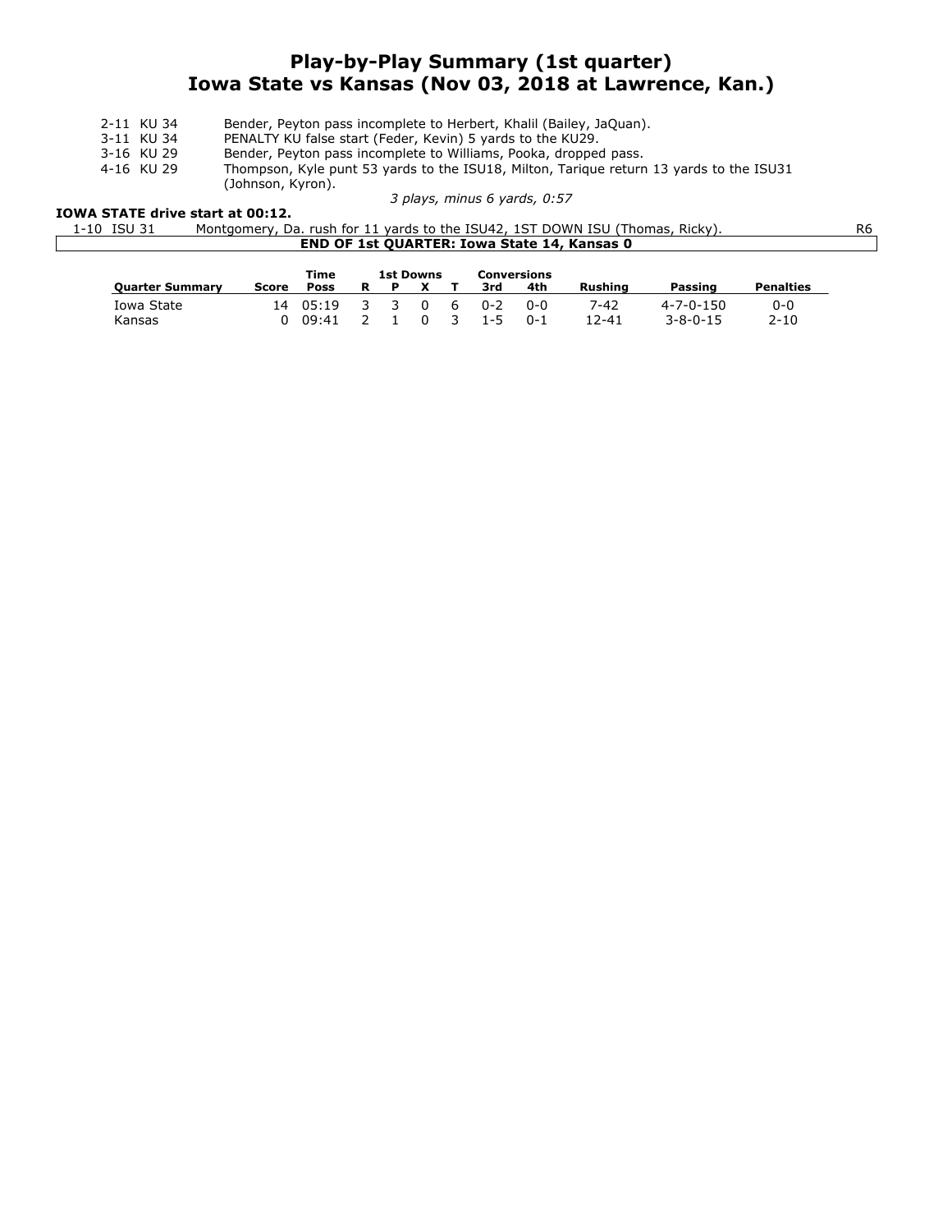# Play-by-Play Summary (1st quarter)
## Iowa State vs Kansas (Nov 03, 2018 at Lawrence, Kan.)

| | |
|---|---|
| 2-11 KU 34 | Bender, Peyton pass incomplete to Herbert, Khalil (Bailey, JaQuan). |
| 3-11 KU 34 | PENALTY KU false start (Feder, Kevin) 5 yards to the KU29. |
| 3-16 KU 29 | Bender, Peyton pass incomplete to Williams, Pooka, dropped pass. |
| 4-16 KU 29 | Thompson, Kyle punt 53 yards to the ISU18, Milton, Tarique return 13 yards to the ISU31 (Johnson, Kyron). |

*3 plays, minus 6 yards, 0:57*

**IOWA STATE drive start at 00:12.**

| | | |
|---|---|---|
| 1-10 ISU 31 | Montgomery, Da. rush for 11 yards to the ISU42, 1ST DOWN ISU (Thomas, Ricky). | R6 |

**END OF 1st QUARTER: Iowa State 14, Kansas 0**

| Quarter Summary | Score | Time Poss | 1st Downs R | P | X | T | Conversions 3rd | 4th | Rushing | Passing | Penalties |
|---|---|---|---|---|---|---|---|---|---|---|---|
| Iowa State | 14 | 05:19 | 3 | 3 | 0 | 6 | 0-2 | 0-0 | 7-42 | 4-7-0-150 | 0-0 |
| Kansas | 0 | 09:41 | 2 | 1 | 0 | 3 | 1-5 | 0-1 | 12-41 | 3-8-0-15 | 2-10 |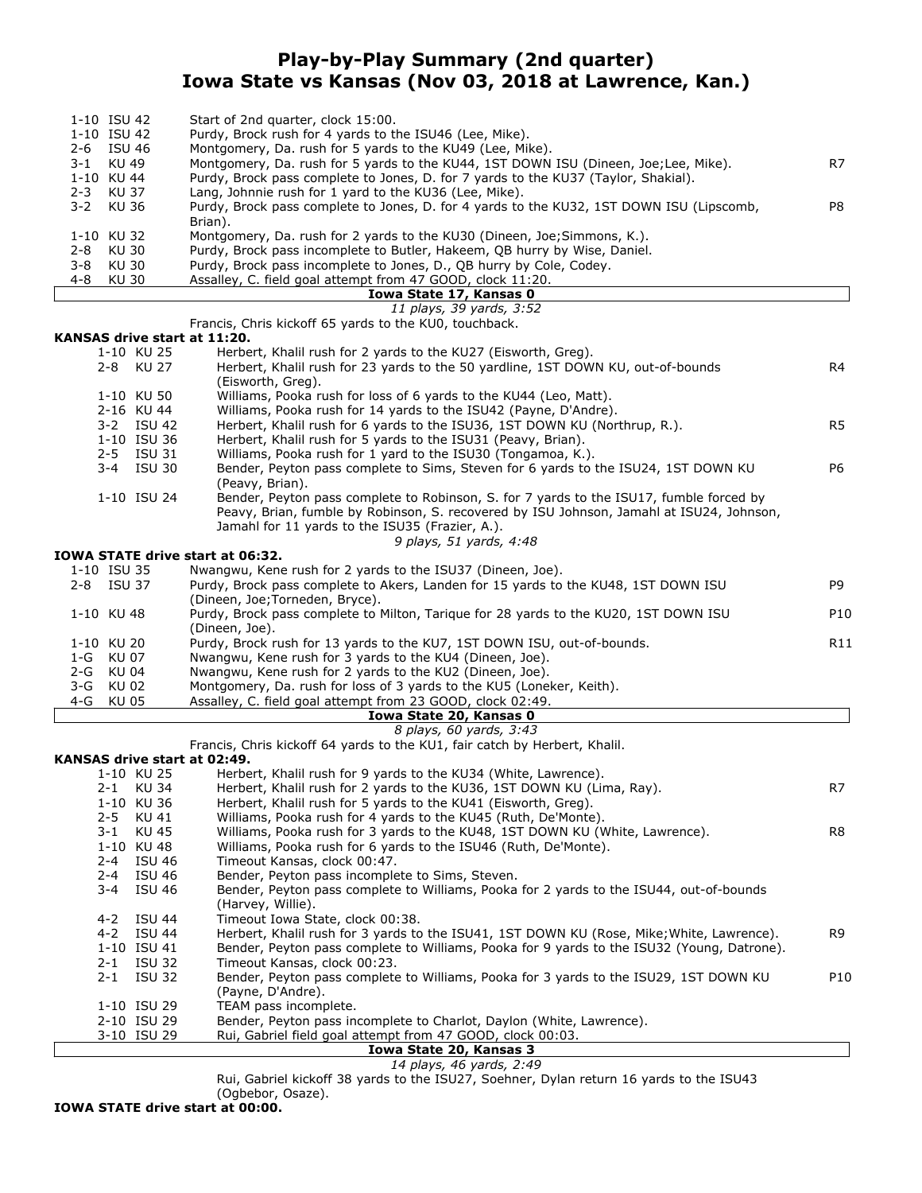# Play-by-Play Summary (2nd quarter)
## Iowa State vs Kansas (Nov 03, 2018 at Lawrence, Kan.)

| Down | Play | |
|---|---|---|
| 1-10 ISU 42 | Start of 2nd quarter, clock 15:00. | |
| 1-10 ISU 42 | Purdy, Brock rush for 4 yards to the ISU46 (Lee, Mike). | |
| 2-6 ISU 46 | Montgomery, Da. rush for 5 yards to the KU49 (Lee, Mike). | |
| 3-1 KU 49 | Montgomery, Da. rush for 5 yards to the KU44, 1ST DOWN ISU (Dineen, Joe;Lee, Mike). | R7 |
| 1-10 KU 44 | Purdy, Brock pass complete to Jones, D. for 7 yards to the KU37 (Taylor, Shakial). | |
| 2-3 KU 37 | Lang, Johnnie rush for 1 yard to the KU36 (Lee, Mike). | |
| 3-2 KU 36 | Purdy, Brock pass complete to Jones, D. for 4 yards to the KU32, 1ST DOWN ISU (Lipscomb, Brian). | P8 |
| 1-10 KU 32 | Montgomery, Da. rush for 2 yards to the KU30 (Dineen, Joe;Simmons, K.). | |
| 2-8 KU 30 | Purdy, Brock pass incomplete to Butler, Hakeem, QB hurry by Wise, Daniel. | |
| 3-8 KU 30 | Purdy, Brock pass incomplete to Jones, D., QB hurry by Cole, Codey. | |
| 4-8 KU 30 | Assalley, C. field goal attempt from 47 GOOD, clock 11:20. | |

**Iowa State 17, Kansas 0**

*11 plays, 39 yards, 3:52*

Francis, Chris kickoff 65 yards to the KU0, touchback.

**KANSAS drive start at 11:20.**

| Down | Play | |
|---|---|---|
| 1-10 KU 25 | Herbert, Khalil rush for 2 yards to the KU27 (Eisworth, Greg). | |
| 2-8 KU 27 | Herbert, Khalil rush for 23 yards to the 50 yardline, 1ST DOWN KU, out-of-bounds (Eisworth, Greg). | R4 |
| 1-10 KU 50 | Williams, Pooka rush for loss of 6 yards to the KU44 (Leo, Matt). | |
| 2-16 KU 44 | Williams, Pooka rush for 14 yards to the ISU42 (Payne, D'Andre). | |
| 3-2 ISU 42 | Herbert, Khalil rush for 6 yards to the ISU36, 1ST DOWN KU (Northrup, R.). | R5 |
| 1-10 ISU 36 | Herbert, Khalil rush for 5 yards to the ISU31 (Peavy, Brian). | |
| 2-5 ISU 31 | Williams, Pooka rush for 1 yard to the ISU30 (Tongamoa, K.). | |
| 3-4 ISU 30 | Bender, Peyton pass complete to Sims, Steven for 6 yards to the ISU24, 1ST DOWN KU (Peavy, Brian). | P6 |
| 1-10 ISU 24 | Bender, Peyton pass complete to Robinson, S. for 7 yards to the ISU17, fumble forced by Peavy, Brian, fumble by Robinson, S. recovered by ISU Johnson, Jamahl at ISU24, Johnson, Jamahl for 11 yards to the ISU35 (Frazier, A.). | |

*9 plays, 51 yards, 4:48*

**IOWA STATE drive start at 06:32.**

| Down | Play | |
|---|---|---|
| 1-10 ISU 35 | Nwangwu, Kene rush for 2 yards to the ISU37 (Dineen, Joe). | |
| 2-8 ISU 37 | Purdy, Brock pass complete to Akers, Landen for 15 yards to the KU48, 1ST DOWN ISU (Dineen, Joe;Torneden, Bryce). | P9 |
| 1-10 KU 48 | Purdy, Brock pass complete to Milton, Tarique for 28 yards to the KU20, 1ST DOWN ISU (Dineen, Joe). | P10 |
| 1-10 KU 20 | Purdy, Brock rush for 13 yards to the KU7, 1ST DOWN ISU, out-of-bounds. | R11 |
| 1-G KU 07 | Nwangwu, Kene rush for 3 yards to the KU4 (Dineen, Joe). | |
| 2-G KU 04 | Nwangwu, Kene rush for 2 yards to the KU2 (Dineen, Joe). | |
| 3-G KU 02 | Montgomery, Da. rush for loss of 3 yards to the KU5 (Loneker, Keith). | |
| 4-G KU 05 | Assalley, C. field goal attempt from 23 GOOD, clock 02:49. | |

**Iowa State 20, Kansas 0**

*8 plays, 60 yards, 3:43*

Francis, Chris kickoff 64 yards to the KU1, fair catch by Herbert, Khalil.

**KANSAS drive start at 02:49.**

| Down | Play | |
|---|---|---|
| 1-10 KU 25 | Herbert, Khalil rush for 9 yards to the KU34 (White, Lawrence). | |
| 2-1 KU 34 | Herbert, Khalil rush for 2 yards to the KU36, 1ST DOWN KU (Lima, Ray). | R7 |
| 1-10 KU 36 | Herbert, Khalil rush for 5 yards to the KU41 (Eisworth, Greg). | |
| 2-5 KU 41 | Williams, Pooka rush for 4 yards to the KU45 (Ruth, De'Monte). | |
| 3-1 KU 45 | Williams, Pooka rush for 3 yards to the KU48, 1ST DOWN KU (White, Lawrence). | R8 |
| 1-10 KU 48 | Williams, Pooka rush for 6 yards to the ISU46 (Ruth, De'Monte). | |
| 2-4 ISU 46 | Timeout Kansas, clock 00:47. | |
| 2-4 ISU 46 | Bender, Peyton pass incomplete to Sims, Steven. | |
| 3-4 ISU 46 | Bender, Peyton pass complete to Williams, Pooka for 2 yards to the ISU44, out-of-bounds (Harvey, Willie). | |
| 4-2 ISU 44 | Timeout Iowa State, clock 00:38. | |
| 4-2 ISU 44 | Herbert, Khalil rush for 3 yards to the ISU41, 1ST DOWN KU (Rose, Mike;White, Lawrence). | R9 |
| 1-10 ISU 41 | Bender, Peyton pass complete to Williams, Pooka for 9 yards to the ISU32 (Young, Datrone). | |
| 2-1 ISU 32 | Timeout Kansas, clock 00:23. | |
| 2-1 ISU 32 | Bender, Peyton pass complete to Williams, Pooka for 3 yards to the ISU29, 1ST DOWN KU (Payne, D'Andre). | P10 |
| 1-10 ISU 29 | TEAM pass incomplete. | |
| 2-10 ISU 29 | Bender, Peyton pass incomplete to Charlot, Daylon (White, Lawrence). | |
| 3-10 ISU 29 | Rui, Gabriel field goal attempt from 47 GOOD, clock 00:03. | |

**Iowa State 20, Kansas 3**

*14 plays, 46 yards, 2:49*

Rui, Gabriel kickoff 38 yards to the ISU27, Soehner, Dylan return 16 yards to the ISU43 (Ogbebor, Osaze).

**IOWA STATE drive start at 00:00.**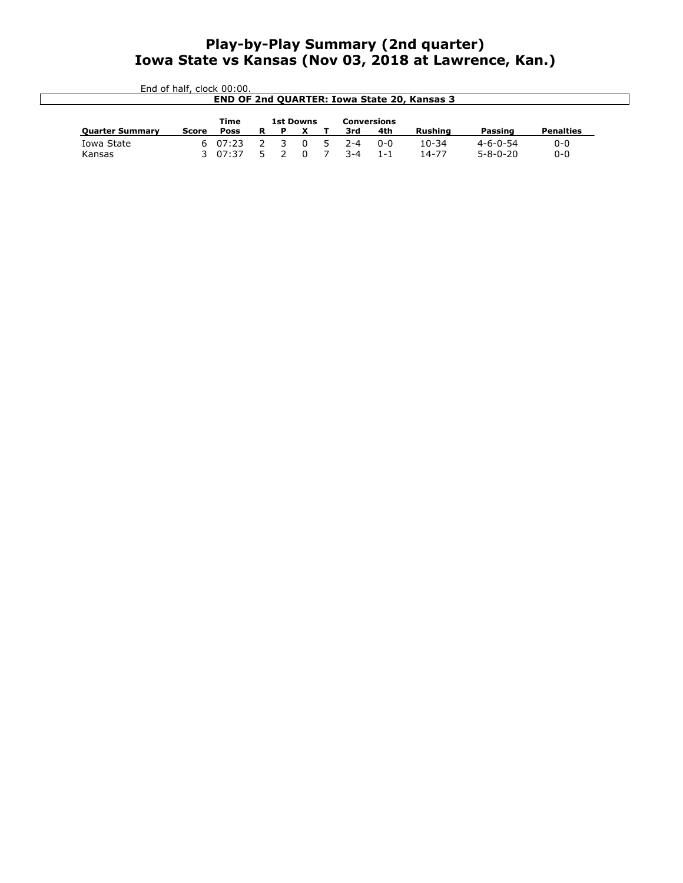# Play-by-Play Summary (2nd quarter)
# Iowa State vs Kansas (Nov 03, 2018 at Lawrence, Kan.)

End of half, clock 00:00.

**END OF 2nd QUARTER: Iowa State 20, Kansas 3**

| Quarter Summary | Score | Time Poss | 1st Downs R | P | X | T | Conversions 3rd | 4th | Rushing | Passing | Penalties |
|---|---|---|---|---|---|---|---|---|---|---|---|
| Iowa State | 6 | 07:23 | 2 | 3 | 0 | 5 | 2-4 | 0-0 | 10-34 | 4-6-0-54 | 0-0 |
| Kansas | 3 | 07:37 | 5 | 2 | 0 | 7 | 3-4 | 1-1 | 14-77 | 5-8-0-20 | 0-0 |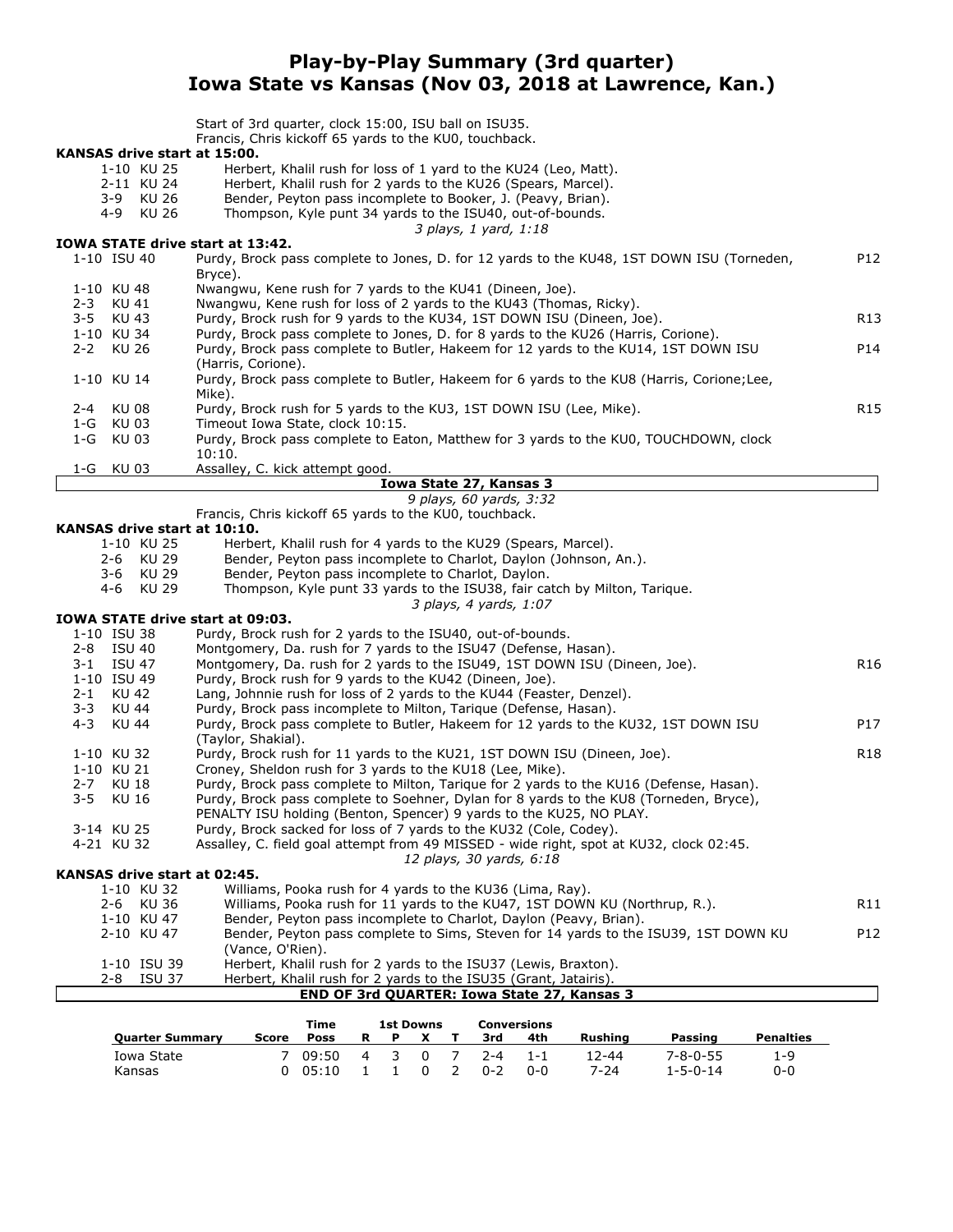# Play-by-Play Summary (3rd quarter)
## Iowa State vs Kansas (Nov 03, 2018 at Lawrence, Kan.)

Start of 3rd quarter, clock 15:00, ISU ball on ISU35.
Francis, Chris kickoff 65 yards to the KU0, touchback.

**KANSAS drive start at 15:00.**

| Down | Play | |
|---|---|---|
| 1-10 KU 25 | Herbert, Khalil rush for loss of 1 yard to the KU24 (Leo, Matt). | |
| 2-11 KU 24 | Herbert, Khalil rush for 2 yards to the KU26 (Spears, Marcel). | |
| 3-9 KU 26 | Bender, Peyton pass incomplete to Booker, J. (Peavy, Brian). | |
| 4-9 KU 26 | Thompson, Kyle punt 34 yards to the ISU40, out-of-bounds. | |

*3 plays, 1 yard, 1:18*

**IOWA STATE drive start at 13:42.**

| Down | Play | |
|---|---|---|
| 1-10 ISU 40 | Purdy, Brock pass complete to Jones, D. for 12 yards to the KU48, 1ST DOWN ISU (Torneden, Bryce). | P12 |
| 1-10 KU 48 | Nwangwu, Kene rush for 7 yards to the KU41 (Dineen, Joe). | |
| 2-3 KU 41 | Nwangwu, Kene rush for loss of 2 yards to the KU43 (Thomas, Ricky). | |
| 3-5 KU 43 | Purdy, Brock rush for 9 yards to the KU34, 1ST DOWN ISU (Dineen, Joe). | R13 |
| 1-10 KU 34 | Purdy, Brock pass complete to Jones, D. for 8 yards to the KU26 (Harris, Corione). | |
| 2-2 KU 26 | Purdy, Brock pass complete to Butler, Hakeem for 12 yards to the KU14, 1ST DOWN ISU (Harris, Corione). | P14 |
| 1-10 KU 14 | Purdy, Brock pass complete to Butler, Hakeem for 6 yards to the KU8 (Harris, Corione;Lee, Mike). | |
| 2-4 KU 08 | Purdy, Brock rush for 5 yards to the KU3, 1ST DOWN ISU (Lee, Mike). | R15 |
| 1-G KU 03 | Timeout Iowa State, clock 10:15. | |
| 1-G KU 03 | Purdy, Brock pass complete to Eaton, Matthew for 3 yards to the KU0, TOUCHDOWN, clock 10:10. | |
| 1-G KU 03 | Assalley, C. kick attempt good. | |

**Iowa State 27, Kansas 3**

*9 plays, 60 yards, 3:32*

Francis, Chris kickoff 65 yards to the KU0, touchback.

**KANSAS drive start at 10:10.**

| Down | Play | |
|---|---|---|
| 1-10 KU 25 | Herbert, Khalil rush for 4 yards to the KU29 (Spears, Marcel). | |
| 2-6 KU 29 | Bender, Peyton pass incomplete to Charlot, Daylon (Johnson, An.). | |
| 3-6 KU 29 | Bender, Peyton pass incomplete to Charlot, Daylon. | |
| 4-6 KU 29 | Thompson, Kyle punt 33 yards to the ISU38, fair catch by Milton, Tarique. | |

*3 plays, 4 yards, 1:07*

**IOWA STATE drive start at 09:03.**

| Down | Play | |
|---|---|---|
| 1-10 ISU 38 | Purdy, Brock rush for 2 yards to the ISU40, out-of-bounds. | |
| 2-8 ISU 40 | Montgomery, Da. rush for 7 yards to the ISU47 (Defense, Hasan). | |
| 3-1 ISU 47 | Montgomery, Da. rush for 2 yards to the ISU49, 1ST DOWN ISU (Dineen, Joe). | R16 |
| 1-10 ISU 49 | Purdy, Brock rush for 9 yards to the KU42 (Dineen, Joe). | |
| 2-1 KU 42 | Lang, Johnnie rush for loss of 2 yards to the KU44 (Feaster, Denzel). | |
| 3-3 KU 44 | Purdy, Brock pass incomplete to Milton, Tarique (Defense, Hasan). | |
| 4-3 KU 44 | Purdy, Brock pass complete to Butler, Hakeem for 12 yards to the KU32, 1ST DOWN ISU (Taylor, Shakial). | P17 |
| 1-10 KU 32 | Purdy, Brock rush for 11 yards to the KU21, 1ST DOWN ISU (Dineen, Joe). | R18 |
| 1-10 KU 21 | Croney, Sheldon rush for 3 yards to the KU18 (Lee, Mike). | |
| 2-7 KU 18 | Purdy, Brock pass complete to Milton, Tarique for 2 yards to the KU16 (Defense, Hasan). | |
| 3-5 KU 16 | Purdy, Brock pass complete to Soehner, Dylan for 8 yards to the KU8 (Torneden, Bryce), PENALTY ISU holding (Benton, Spencer) 9 yards to the KU25, NO PLAY. | |
| 3-14 KU 25 | Purdy, Brock sacked for loss of 7 yards to the KU32 (Cole, Codey). | |
| 4-21 KU 32 | Assalley, C. field goal attempt from 49 MISSED - wide right, spot at KU32, clock 02:45. | |

*12 plays, 30 yards, 6:18*

**KANSAS drive start at 02:45.**

| Down | Play | |
|---|---|---|
| 1-10 KU 32 | Williams, Pooka rush for 4 yards to the KU36 (Lima, Ray). | |
| 2-6 KU 36 | Williams, Pooka rush for 11 yards to the KU47, 1ST DOWN KU (Northrup, R.). | R11 |
| 1-10 KU 47 | Bender, Peyton pass incomplete to Charlot, Daylon (Peavy, Brian). | |
| 2-10 KU 47 | Bender, Peyton pass complete to Sims, Steven for 14 yards to the ISU39, 1ST DOWN KU (Vance, O'Rien). | P12 |
| 1-10 ISU 39 | Herbert, Khalil rush for 2 yards to the ISU37 (Lewis, Braxton). | |
| 2-8 ISU 37 | Herbert, Khalil rush for 2 yards to the ISU35 (Grant, Jatairis). | |

**END OF 3rd QUARTER: Iowa State 27, Kansas 3**

| Quarter Summary | Score | Time Poss | 1st Downs R | P | X | T | Conversions 3rd | 4th | Rushing | Passing | Penalties |
|---|---|---|---|---|---|---|---|---|---|---|---|
| Iowa State | 7 | 09:50 | 4 | 3 | 0 | 7 | 2-4 | 1-1 | 12-44 | 7-8-0-55 | 1-9 |
| Kansas | 0 | 05:10 | 1 | 1 | 0 | 2 | 0-2 | 0-0 | 7-24 | 1-5-0-14 | 0-0 |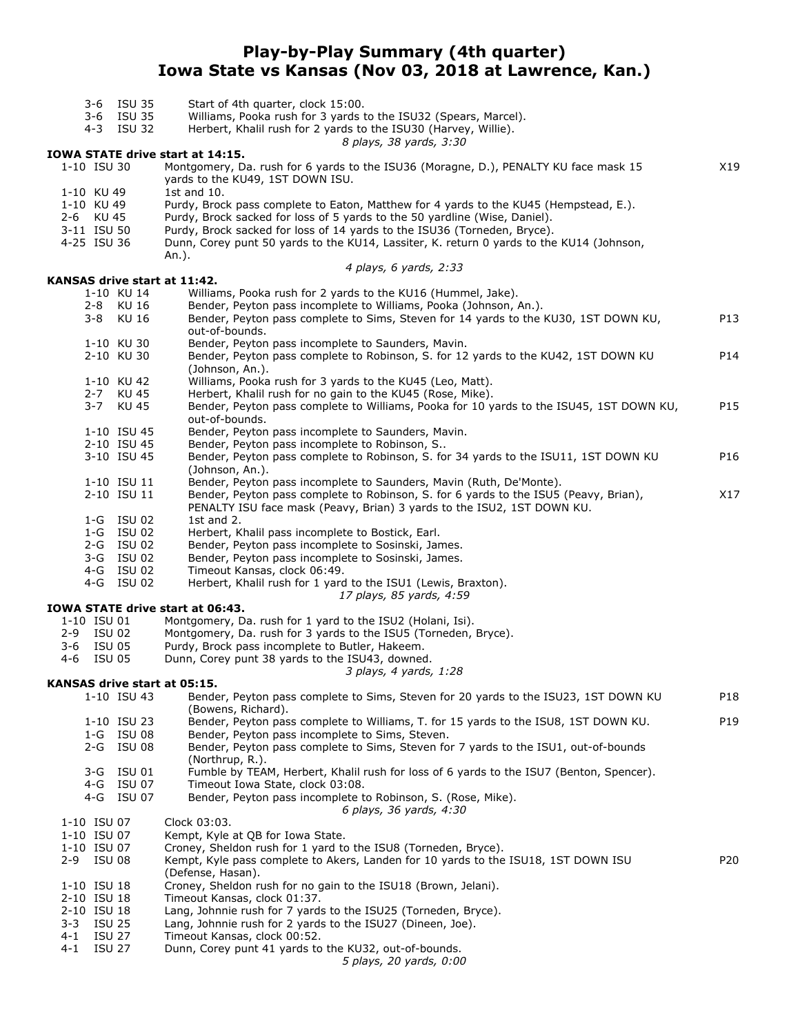# Play-by-Play Summary (4th quarter)
## Iowa State vs Kansas (Nov 03, 2018 at Lawrence, Kan.)

| Down | Spot | Play | |
|---|---|---|---|
| 3-6 | ISU 35 | Start of 4th quarter, clock 15:00. | |
| 3-6 | ISU 35 | Williams, Pooka rush for 3 yards to the ISU32 (Spears, Marcel). | |
| 4-3 | ISU 32 | Herbert, Khalil rush for 2 yards to the ISU30 (Harvey, Willie). | |
| | | *8 plays, 38 yards, 3:30* | |

**IOWA STATE drive start at 14:15.**

| Down | Spot | Play | |
|---|---|---|---|
| 1-10 | ISU 30 | Montgomery, Da. rush for 6 yards to the ISU36 (Moragne, D.), PENALTY KU face mask 15 yards to the KU49, 1ST DOWN ISU. | X19 |
| 1-10 | KU 49 | 1st and 10. | |
| 1-10 | KU 49 | Purdy, Brock pass complete to Eaton, Matthew for 4 yards to the KU45 (Hempstead, E.). | |
| 2-6 | KU 45 | Purdy, Brock sacked for loss of 5 yards to the 50 yardline (Wise, Daniel). | |
| 3-11 | ISU 50 | Purdy, Brock sacked for loss of 14 yards to the ISU36 (Torneden, Bryce). | |
| 4-25 | ISU 36 | Dunn, Corey punt 50 yards to the KU14, Lassiter, K. return 0 yards to the KU14 (Johnson, An.). | |
| | | *4 plays, 6 yards, 2:33* | |

**KANSAS drive start at 11:42.**

| Down | Spot | Play | |
|---|---|---|---|
| 1-10 | KU 14 | Williams, Pooka rush for 2 yards to the KU16 (Hummel, Jake). | |
| 2-8 | KU 16 | Bender, Peyton pass incomplete to Williams, Pooka (Johnson, An.). | |
| 3-8 | KU 16 | Bender, Peyton pass complete to Sims, Steven for 14 yards to the KU30, 1ST DOWN KU, out-of-bounds. | P13 |
| 1-10 | KU 30 | Bender, Peyton pass incomplete to Saunders, Mavin. | |
| 2-10 | KU 30 | Bender, Peyton pass complete to Robinson, S. for 12 yards to the KU42, 1ST DOWN KU (Johnson, An.). | P14 |
| 1-10 | KU 42 | Williams, Pooka rush for 3 yards to the KU45 (Leo, Matt). | |
| 2-7 | KU 45 | Herbert, Khalil rush for no gain to the KU45 (Rose, Mike). | |
| 3-7 | KU 45 | Bender, Peyton pass complete to Williams, Pooka for 10 yards to the ISU45, 1ST DOWN KU, out-of-bounds. | P15 |
| 1-10 | ISU 45 | Bender, Peyton pass incomplete to Saunders, Mavin. | |
| 2-10 | ISU 45 | Bender, Peyton pass incomplete to Robinson, S.. | |
| 3-10 | ISU 45 | Bender, Peyton pass complete to Robinson, S. for 34 yards to the ISU11, 1ST DOWN KU (Johnson, An.). | P16 |
| 1-10 | ISU 11 | Bender, Peyton pass incomplete to Saunders, Mavin (Ruth, De'Monte). | |
| 2-10 | ISU 11 | Bender, Peyton pass complete to Robinson, S. for 6 yards to the ISU5 (Peavy, Brian), PENALTY ISU face mask (Peavy, Brian) 3 yards to the ISU2, 1ST DOWN KU. | X17 |
| 1-G | ISU 02 | 1st and 2. | |
| 1-G | ISU 02 | Herbert, Khalil pass incomplete to Bostick, Earl. | |
| 2-G | ISU 02 | Bender, Peyton pass incomplete to Sosinski, James. | |
| 3-G | ISU 02 | Bender, Peyton pass incomplete to Sosinski, James. | |
| 4-G | ISU 02 | Timeout Kansas, clock 06:49. | |
| 4-G | ISU 02 | Herbert, Khalil rush for 1 yard to the ISU1 (Lewis, Braxton). | |
| | | *17 plays, 85 yards, 4:59* | |

**IOWA STATE drive start at 06:43.**

| Down | Spot | Play | |
|---|---|---|---|
| 1-10 | ISU 01 | Montgomery, Da. rush for 1 yard to the ISU2 (Holani, Isi). | |
| 2-9 | ISU 02 | Montgomery, Da. rush for 3 yards to the ISU5 (Torneden, Bryce). | |
| 3-6 | ISU 05 | Purdy, Brock pass incomplete to Butler, Hakeem. | |
| 4-6 | ISU 05 | Dunn, Corey punt 38 yards to the ISU43, downed. | |
| | | *3 plays, 4 yards, 1:28* | |

**KANSAS drive start at 05:15.**

| Down | Spot | Play | |
|---|---|---|---|
| 1-10 | ISU 43 | Bender, Peyton pass complete to Sims, Steven for 20 yards to the ISU23, 1ST DOWN KU (Bowens, Richard). | P18 |
| 1-10 | ISU 23 | Bender, Peyton pass complete to Williams, T. for 15 yards to the ISU8, 1ST DOWN KU. | P19 |
| 1-G | ISU 08 | Bender, Peyton pass incomplete to Sims, Steven. | |
| 2-G | ISU 08 | Bender, Peyton pass complete to Sims, Steven for 7 yards to the ISU1, out-of-bounds (Northrup, R.). | |
| 3-G | ISU 01 | Fumble by TEAM, Herbert, Khalil rush for loss of 6 yards to the ISU7 (Benton, Spencer). | |
| 4-G | ISU 07 | Timeout Iowa State, clock 03:08. | |
| 4-G | ISU 07 | Bender, Peyton pass incomplete to Robinson, S. (Rose, Mike). | |
| | | *6 plays, 36 yards, 4:30* | |

| Down | Spot | Play | |
|---|---|---|---|
| 1-10 | ISU 07 | Clock 03:03. | |
| 1-10 | ISU 07 | Kempt, Kyle at QB for Iowa State. | |
| 1-10 | ISU 07 | Croney, Sheldon rush for 1 yard to the ISU8 (Torneden, Bryce). | |
| 2-9 | ISU 08 | Kempt, Kyle pass complete to Akers, Landen for 10 yards to the ISU18, 1ST DOWN ISU (Defense, Hasan). | P20 |
| 1-10 | ISU 18 | Croney, Sheldon rush for no gain to the ISU18 (Brown, Jelani). | |
| 2-10 | ISU 18 | Timeout Kansas, clock 01:37. | |
| 2-10 | ISU 18 | Lang, Johnnie rush for 7 yards to the ISU25 (Torneden, Bryce). | |
| 3-3 | ISU 25 | Lang, Johnnie rush for 2 yards to the ISU27 (Dineen, Joe). | |
| 4-1 | ISU 27 | Timeout Kansas, clock 00:52. | |
| 4-1 | ISU 27 | Dunn, Corey punt 41 yards to the KU32, out-of-bounds. | |
| | | *5 plays, 20 yards, 0:00* | |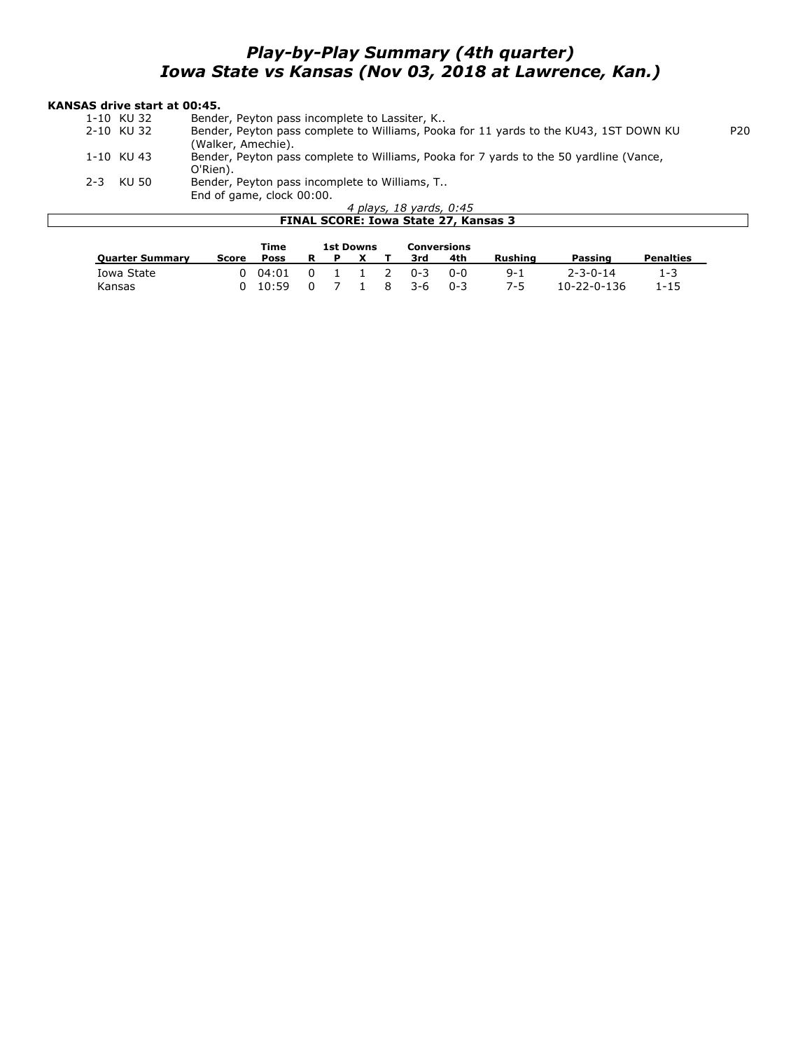# *Play-by-Play Summary (4th quarter)*
# *Iowa State vs Kansas (Nov 03, 2018 at Lawrence, Kan.)*

**KANSAS drive start at 00:45.**

| | | | |
|---|---|---|---|
| 1-10 | KU 32 | Bender, Peyton pass incomplete to Lassiter, K.. | |
| 2-10 | KU 32 | Bender, Peyton pass complete to Williams, Pooka for 11 yards to the KU43, 1ST DOWN KU (Walker, Amechie). | P20 |
| 1-10 | KU 43 | Bender, Peyton pass complete to Williams, Pooka for 7 yards to the 50 yardline (Vance, O'Rien). | |
| 2-3 | KU 50 | Bender, Peyton pass incomplete to Williams, T.. | |
| | | End of game, clock 00:00. | |

*4 plays, 18 yards, 0:45*

**FINAL SCORE: Iowa State 27, Kansas 3**

| Quarter Summary | Score | Time Poss | 1st Downs R | P | X | T | Conversions 3rd | 4th | Rushing | Passing | Penalties |
|---|---|---|---|---|---|---|---|---|---|---|---|
| Iowa State | 0 | 04:01 | 0 | 1 | 1 | 2 | 0-3 | 0-0 | 9-1 | 2-3-0-14 | 1-3 |
| Kansas | 0 | 10:59 | 0 | 7 | 1 | 8 | 3-6 | 0-3 | 7-5 | 10-22-0-136 | 1-15 |